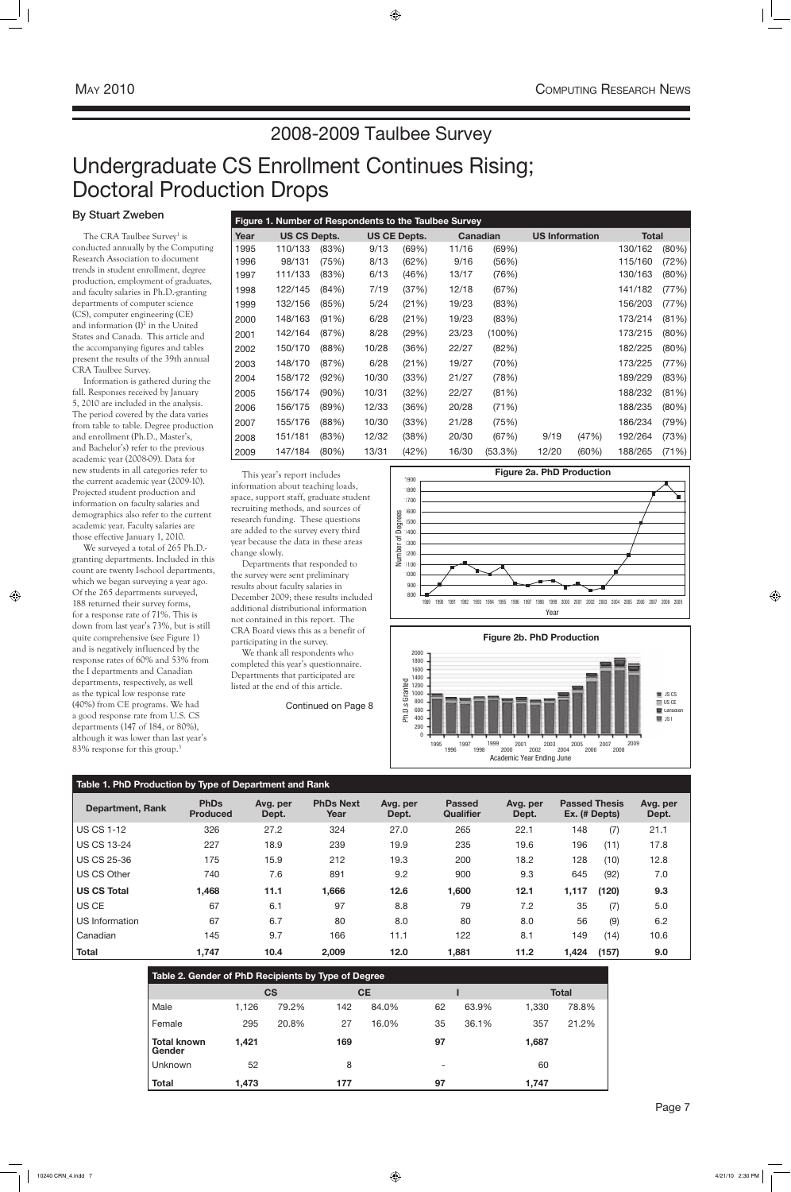# 2008-2009 Taulbee Survey

# Undergraduate CS Enrollment Continues Rising; Doctoral Production Drops

### By Stuart Zweben

The CRA Taulbee Survey[1] is conducted annually by the Computing Research Association to document trends in student enrollment, degree production, employment of graduates, and faculty salaries in Ph.D.-granting departments of computer science (CS), computer engineering (CE) and information (I)[2] in the United States and Canada. This article and the accompanying figures and tables present the results of the 39th annual CRA Taulbee Survey.

Information is gathered during the fall. Responses received by January 5, 2010 are included in the analysis. The period covered by the data varies from table to table. Degree production and enrollment (Ph.D., Master's, and Bachelor's) refer to the previous academic year (2008-09). Data for new students in all categories refer to the current academic year (2009-10). Projected student production and information on faculty salaries and demographics also refer to the current academic year. Faculty salaries are those effective January 1, 2010.

We surveyed a total of 265 Ph.D.-granting departments. Included in this count are twenty I-school departments, which we began surveying a year ago. Of the 265 departments surveyed, 188 returned their survey forms, for a response rate of 71%. This is down from last year's 73%, but is still quite comprehensive (see Figure 1) and is negatively influenced by the response rates of 60% and 53% from the I departments and Canadian departments, respectively, as well as the typical low response rate (40%) from CE programs. We had a good response rate from U.S. CS departments (147 of 184, or 80%), although it was lower than last year's 83% response for this group.[3]

This year's report includes information about teaching loads, space, support staff, graduate student recruiting methods, and sources of research funding. These questions are added to the survey every third year because the data in these areas change slowly.

Departments that responded to the survey were sent preliminary results about faculty salaries in December 2009; these results included additional distributional information not contained in this report. The CRA Board views this as a benefit of participating in the survey.

We thank all respondents who completed this year's questionnaire. Departments that participated are listed at the end of this article.

Continued on Page 8

**Figure 1. Number of Respondents to the Taulbee Survey**

| Year | US CS Depts. | | US CE Depts. | | Canadian | | US Information | | Total | |
|---|---|---|---|---|---|---|---|---|---|---|
| 1995 | 110/133 | (83%) | 9/13 | (69%) | 11/16 | (69%) | | | 130/162 | (80%) |
| 1996 | 98/131 | (75%) | 8/13 | (62%) | 9/16 | (56%) | | | 115/160 | (72%) |
| 1997 | 111/133 | (83%) | 6/13 | (46%) | 13/17 | (76%) | | | 130/163 | (80%) |
| 1998 | 122/145 | (84%) | 7/19 | (37%) | 12/18 | (67%) | | | 141/182 | (77%) |
| 1999 | 132/156 | (85%) | 5/24 | (21%) | 19/23 | (83%) | | | 156/203 | (77%) |
| 2000 | 148/163 | (91%) | 6/28 | (21%) | 19/23 | (83%) | | | 173/214 | (81%) |
| 2001 | 142/164 | (87%) | 8/28 | (29%) | 23/23 | (100%) | | | 173/215 | (80%) |
| 2002 | 150/170 | (88%) | 10/28 | (36%) | 22/27 | (82%) | | | 182/225 | (80%) |
| 2003 | 148/170 | (87%) | 6/28 | (21%) | 19/27 | (70%) | | | 173/225 | (77%) |
| 2004 | 158/172 | (92%) | 10/30 | (33%) | 21/27 | (78%) | | | 189/229 | (83%) |
| 2005 | 156/174 | (90%) | 10/31 | (32%) | 22/27 | (81%) | | | 188/232 | (81%) |
| 2006 | 156/175 | (89%) | 12/33 | (36%) | 20/28 | (71%) | | | 188/235 | (80%) |
| 2007 | 155/176 | (88%) | 10/30 | (33%) | 21/28 | (75%) | | | 186/234 | (79%) |
| 2008 | 151/181 | (83%) | 12/32 | (38%) | 20/30 | (67%) | 9/19 | (47%) | 192/264 | (73%) |
| 2009 | 147/184 | (80%) | 13/31 | (42%) | 16/30 | (53.3%) | 12/20 | (60%) | 188/265 | (71%) |

**Figure 2a. PhD Production**

**Figure 2b. PhD Production**

**Table 1. PhD Production by Type of Department and Rank**

| Department, Rank | PhDs Produced | Avg. per Dept. | PhDs Next Year | Avg. per Dept. | Passed Qualifier | Avg. per Dept. | Passed Thesis Ex. (# Depts) | | Avg. per Dept. |
|---|---|---|---|---|---|---|---|---|---|
| US CS 1-12 | 326 | 27.2 | 324 | 27.0 | 265 | 22.1 | 148 | (7) | 21.1 |
| US CS 13-24 | 227 | 18.9 | 239 | 19.9 | 235 | 19.6 | 196 | (11) | 17.8 |
| US CS 25-36 | 175 | 15.9 | 212 | 19.3 | 200 | 18.2 | 128 | (10) | 12.8 |
| US CS Other | 740 | 7.6 | 891 | 9.2 | 900 | 9.3 | 645 | (92) | 7.0 |
| **US CS Total** | **1,468** | **11.1** | **1,666** | **12.6** | **1,600** | **12.1** | **1,117** | **(120)** | **9.3** |
| US CE | 67 | 6.1 | 97 | 8.8 | 79 | 7.2 | 35 | (7) | 5.0 |
| US Information | 67 | 6.7 | 80 | 8.0 | 80 | 8.0 | 56 | (9) | 6.2 |
| Canadian | 145 | 9.7 | 166 | 11.1 | 122 | 8.1 | 149 | (14) | 10.6 |
| **Total** | **1,747** | **10.4** | **2,009** | **12.0** | **1,881** | **11.2** | **1,424** | **(157)** | **9.0** |

**Table 2. Gender of PhD Recipients by Type of Degree**

| | CS | | CE | | I | | Total | |
|---|---|---|---|---|---|---|---|---|
| Male | 1,126 | 79.2% | 142 | 84.0% | 62 | 63.9% | 1,330 | 78.8% |
| Female | 295 | 20.8% | 27 | 16.0% | 35 | 36.1% | 357 | 21.2% |
| **Total known Gender** | **1,421** | | **169** | | **97** | | **1,687** | |
| Unknown | 52 | | 8 | | - | | 60 | |
| **Total** | **1,473** | | **177** | | **97** | | **1,747** | |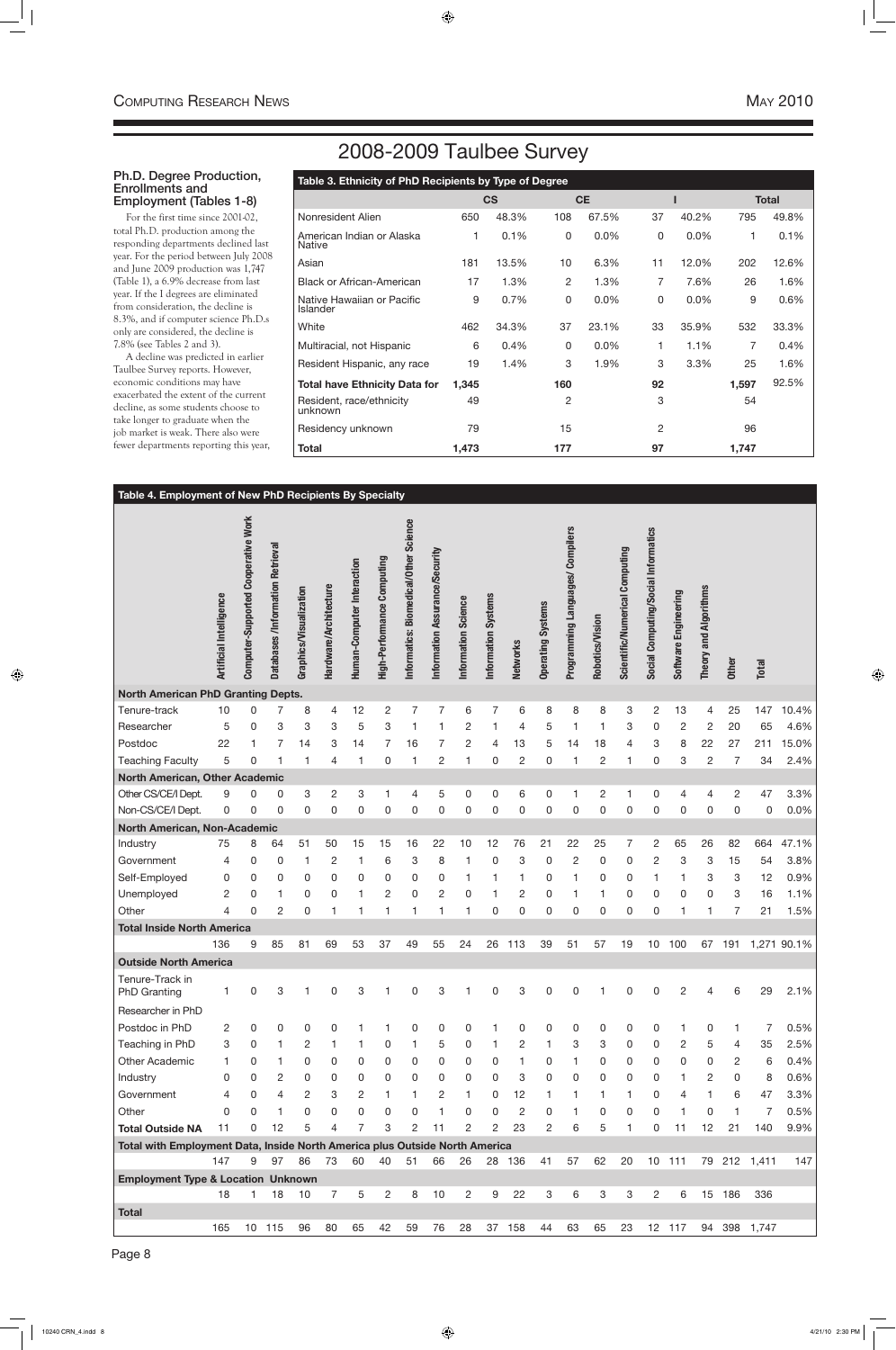# 2008-2009 Taulbee Survey

### Ph.D. Degree Production, Enrollments and Employment (Tables 1-8)

For the first time since 2001-02, total Ph.D. production among the responding departments declined last year. For the period between July 2008 and June 2009 production was 1,747 (Table 1), a 6.9% decrease from last year. If the I degrees are eliminated from consideration, the decline is 8.3%, and if computer science Ph.D.s only are considered, the decline is 7.8% (see Tables 2 and 3).

A decline was predicted in earlier Taulbee Survey reports. However, economic conditions may have exacerbated the extent of the current decline, as some students choose to take longer to graduate when the job market is weak. There also were fewer departments reporting this year,

**Table 3. Ethnicity of PhD Recipients by Type of Degree**

| | CS | | CE | | I | | Total | |
|---|---|---|---|---|---|---|---|---|
| Nonresident Alien | 650 | 48.3% | 108 | 67.5% | 37 | 40.2% | 795 | 49.8% |
| American Indian or Alaska Native | 1 | 0.1% | 0 | 0.0% | 0 | 0.0% | 1 | 0.1% |
| Asian | 181 | 13.5% | 10 | 6.3% | 11 | 12.0% | 202 | 12.6% |
| Black or African-American | 17 | 1.3% | 2 | 1.3% | 7 | 7.6% | 26 | 1.6% |
| Native Hawaiian or Pacific Islander | 9 | 0.7% | 0 | 0.0% | 0 | 0.0% | 9 | 0.6% |
| White | 462 | 34.3% | 37 | 23.1% | 33 | 35.9% | 532 | 33.3% |
| Multiracial, not Hispanic | 6 | 0.4% | 0 | 0.0% | 1 | 1.1% | 7 | 0.4% |
| Resident Hispanic, any race | 19 | 1.4% | 3 | 1.9% | 3 | 3.3% | 25 | 1.6% |
| **Total have Ethnicity Data for** | **1,345** | | **160** | | **92** | | **1,597** | 92.5% |
| Resident, race/ethnicity unknown | 49 | | 2 | | 3 | | 54 | |
| Residency unknown | 79 | | 15 | | 2 | | 96 | |
| **Total** | **1,473** | | **177** | | **97** | | **1,747** | |

**Table 4. Employment of New PhD Recipients By Specialty**

| | Artificial Intelligence | Computer-Supported Cooperative Work | Databases /Information Retrieval | Graphics/Visualization | Hardware/Architecture | Human-Computer Interaction | High-Performance Computing | Informatics: Biomedical/Other Science | Information Assurance/Security | Information Science | Information Systems | Networks | Operating Systems | Programming Languages/ Compilers | Robotics/Vision | Scientific/Numerical Computing | Social Computing/Social Informatics | Software Engineering | Theory and Algorithms | Other | Total | |
|---|---|---|---|---|---|---|---|---|---|---|---|---|---|---|---|---|---|---|---|---|---|---|
| **North American PhD Granting Depts.** | | | | | | | | | | | | | | | | | | | | | | |
| Tenure-track | 10 | 0 | 7 | 8 | 4 | 12 | 2 | 7 | 7 | 6 | 7 | 6 | 8 | 8 | 8 | 3 | 2 | 13 | 4 | 25 | 147 | 10.4% |
| Researcher | 5 | 0 | 3 | 3 | 3 | 5 | 3 | 1 | 1 | 2 | 1 | 4 | 5 | 1 | 1 | 3 | 0 | 2 | 2 | 20 | 65 | 4.6% |
| Postdoc | 22 | 1 | 7 | 14 | 3 | 14 | 7 | 16 | 7 | 2 | 4 | 13 | 5 | 14 | 18 | 4 | 3 | 8 | 22 | 27 | 211 | 15.0% |
| Teaching Faculty | 5 | 0 | 1 | 1 | 4 | 1 | 0 | 1 | 2 | 1 | 0 | 2 | 0 | 1 | 2 | 1 | 0 | 3 | 2 | 7 | 34 | 2.4% |
| **North American, Other Academic** | | | | | | | | | | | | | | | | | | | | | | |
| Other CS/CE/I Dept. | 9 | 0 | 0 | 3 | 2 | 3 | 1 | 4 | 5 | 0 | 0 | 6 | 0 | 1 | 2 | 1 | 0 | 4 | 4 | 2 | 47 | 3.3% |
| Non-CS/CE/I Dept. | 0 | 0 | 0 | 0 | 0 | 0 | 0 | 0 | 0 | 0 | 0 | 0 | 0 | 0 | 0 | 0 | 0 | 0 | 0 | 0 | 0 | 0.0% |
| **North American, Non-Academic** | | | | | | | | | | | | | | | | | | | | | | |
| Industry | 75 | 8 | 64 | 51 | 50 | 15 | 15 | 16 | 22 | 10 | 12 | 76 | 21 | 22 | 25 | 7 | 2 | 65 | 26 | 82 | 664 | 47.1% |
| Government | 4 | 0 | 0 | 1 | 2 | 1 | 6 | 3 | 8 | 1 | 0 | 3 | 0 | 2 | 0 | 0 | 2 | 3 | 3 | 15 | 54 | 3.8% |
| Self-Employed | 0 | 0 | 0 | 0 | 0 | 0 | 0 | 0 | 0 | 1 | 1 | 1 | 0 | 1 | 0 | 0 | 1 | 1 | 3 | 3 | 12 | 0.9% |
| Unemployed | 2 | 0 | 1 | 0 | 0 | 1 | 2 | 0 | 2 | 0 | 1 | 2 | 0 | 1 | 1 | 0 | 0 | 0 | 0 | 3 | 16 | 1.1% |
| Other | 4 | 0 | 2 | 0 | 1 | 1 | 1 | 1 | 1 | 1 | 0 | 0 | 0 | 0 | 0 | 0 | 0 | 1 | 1 | 7 | 21 | 1.5% |
| **Total Inside North America** | 136 | 9 | 85 | 81 | 69 | 53 | 37 | 49 | 55 | 24 | 26 | 113 | 39 | 51 | 57 | 19 | 10 | 100 | 67 | 191 | 1,271 | 90.1% |
| **Outside North America** | | | | | | | | | | | | | | | | | | | | | | |
| Tenure-Track in PhD Granting | 1 | 0 | 3 | 1 | 0 | 3 | 1 | 0 | 3 | 1 | 0 | 3 | 0 | 0 | 1 | 0 | 0 | 2 | 4 | 6 | 29 | 2.1% |
| Researcher in PhD | | | | | | | | | | | | | | | | | | | | | | |
| Postdoc in PhD | 2 | 0 | 0 | 0 | 0 | 1 | 1 | 0 | 0 | 0 | 1 | 0 | 0 | 0 | 0 | 0 | 0 | 1 | 0 | 1 | 7 | 0.5% |
| Teaching in PhD | 3 | 0 | 1 | 2 | 1 | 1 | 0 | 1 | 5 | 0 | 1 | 2 | 1 | 3 | 3 | 0 | 0 | 2 | 5 | 4 | 35 | 2.5% |
| Other Academic | 1 | 0 | 1 | 0 | 0 | 0 | 0 | 0 | 0 | 0 | 0 | 1 | 0 | 1 | 0 | 0 | 0 | 0 | 0 | 2 | 6 | 0.4% |
| Industry | 0 | 0 | 2 | 0 | 0 | 0 | 0 | 0 | 0 | 0 | 0 | 3 | 0 | 0 | 0 | 0 | 0 | 1 | 2 | 0 | 8 | 0.6% |
| Government | 4 | 0 | 4 | 2 | 3 | 2 | 1 | 1 | 2 | 1 | 0 | 12 | 1 | 1 | 1 | 1 | 0 | 4 | 1 | 6 | 47 | 3.3% |
| Other | 0 | 0 | 1 | 0 | 0 | 0 | 0 | 0 | 1 | 0 | 0 | 2 | 0 | 1 | 0 | 0 | 0 | 1 | 0 | 1 | 7 | 0.5% |
| **Total Outside NA** | 11 | 0 | 12 | 5 | 4 | 7 | 3 | 2 | 11 | 2 | 2 | 23 | 2 | 6 | 5 | 1 | 0 | 11 | 12 | 21 | 140 | 9.9% |
| **Total with Employment Data, Inside North America plus Outside North America** | 147 | 9 | 97 | 86 | 73 | 60 | 40 | 51 | 66 | 26 | 28 | 136 | 41 | 57 | 62 | 20 | 10 | 111 | 79 | 212 | 1,411 | 147 |
| **Employment Type & Location Unknown** | 18 | 1 | 18 | 10 | 7 | 5 | 2 | 8 | 10 | 2 | 9 | 22 | 3 | 6 | 3 | 3 | 2 | 6 | 15 | 186 | 336 | |
| **Total** | 165 | 10 | 115 | 96 | 80 | 65 | 42 | 59 | 76 | 28 | 37 | 158 | 44 | 63 | 65 | 23 | 12 | 117 | 94 | 398 | 1,747 | |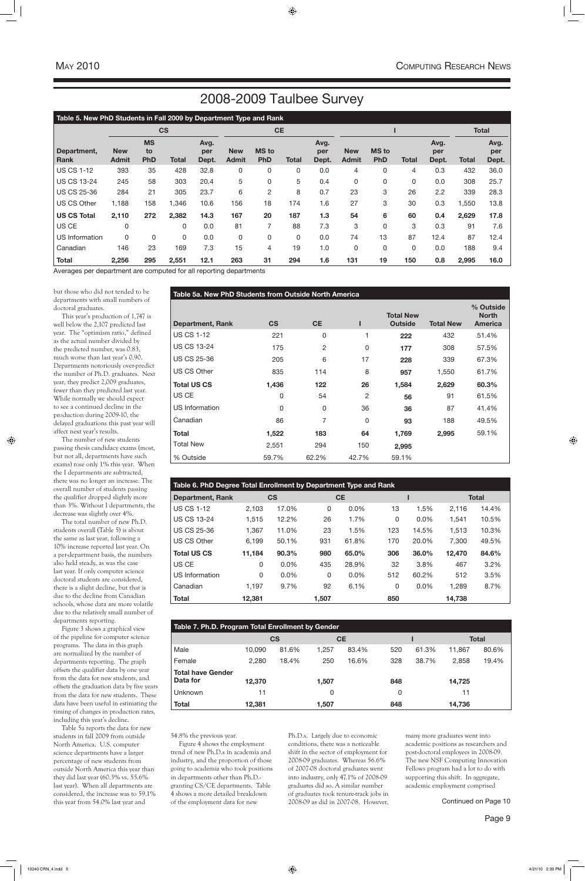# 2008-2009 Taulbee Survey

**Table 5. New PhD Students in Fall 2009 by Department Type and Rank**

| | CS | | | | CE | | | | I | | | | Total | |
|---|---|---|---|---|---|---|---|---|---|---|---|---|---|---|
| Department, Rank | New Admit | MS to PhD | Total | Avg. per Dept. | New Admit | MS to PhD | Total | Avg. per Dept. | New Admit | MS to PhD | Total | Avg. per Dept. | Total | Avg. per Dept. |
| US CS 1-12 | 393 | 35 | 428 | 32.8 | 0 | 0 | 0 | 0.0 | 4 | 0 | 4 | 0.3 | 432 | 36.0 |
| US CS 13-24 | 245 | 58 | 303 | 20.4 | 5 | 0 | 5 | 0.4 | 0 | 0 | 0 | 0.0 | 308 | 25.7 |
| US CS 25-36 | 284 | 21 | 305 | 23.7 | 6 | 2 | 8 | 0.7 | 23 | 3 | 26 | 2.2 | 339 | 28.3 |
| US CS Other | 1,188 | 158 | 1,346 | 10.6 | 156 | 18 | 174 | 1.6 | 27 | 3 | 30 | 0.3 | 1,550 | 13.8 |
| **US CS Total** | **2,110** | **272** | **2,382** | **14.3** | **167** | **20** | **187** | **1.3** | **54** | **6** | **60** | **0.4** | **2,629** | **17.8** |
| US CE | 0 | | 0 | 0.0 | 81 | 7 | 88 | 7.3 | 3 | 0 | 3 | 0.3 | 91 | 7.6 |
| US Information | 0 | 0 | 0 | 0.0 | 0 | 0 | 0 | 0.0 | 74 | 13 | 87 | 12.4 | 87 | 12.4 |
| Canadian | 146 | 23 | 169 | 7.3 | 15 | 4 | 19 | 1.0 | 0 | 0 | 0 | 0.0 | 188 | 9.4 |
| **Total** | **2,256** | **295** | **2,551** | **12.1** | **263** | **31** | **294** | **1.6** | **131** | **19** | **150** | **0.8** | **2,995** | **16.0** |

Averages per department are computed for all reporting departments

but those who did not tended to be departments with small numbers of doctoral graduates.

This year's production of 1,747 is well below the 2,107 predicted last year. The "optimism ratio," defined as the actual number divided by the predicted number, was 0.83, much worse than last year's 0.90. Departments notoriously over-predict the number of Ph.D. graduates. Next year, they predict 2,009 graduates, fewer than they predicted last year. While normally we should expect to see a continued decline in the production during 2009-10, the delayed graduations this past year will affect next year's results.

The number of new students passing thesis candidacy exams (most, but not all, departments have such exams) rose only 1% this year. When the I departments are subtracted, there was no longer an increase. The overall number of students passing the qualifier dropped slightly more than 3%. Without I departments, the decrease was slightly over 4%.

The total number of new Ph.D. students overall (Table 5) is about the same as last year, following a 10% increase reported last year. On a per-department basis, the numbers also held steady, as was the case last year. If only computer science doctoral students are considered, there is a slight decline, but that is due to the decline from Canadian schools, whose data are more volatile due to the relatively small number of departments reporting.

Figure 3 shows a graphical view of the pipeline for computer science programs. The data in this graph are normalized by the number of departments reporting. The graph offsets the qualifier data by one year from the data for new students, and offsets the graduation data by five years from the data for new students. These data have been useful in estimating the timing of changes in production rates, including this year's decline.

Table 5a reports the data for new students in fall 2009 from outside North America. U.S. computer science departments have a larger percentage of new students from outside North America this year than they did last year (60.3% vs. 55.6% last year). When all departments are considered, the increase was to 59.1% this year from 54.0% last year and 54.8% the previous year.

Figure 4 shows the employment trend of new Ph.D.s in academia and industry, and the proportion of those going to academia who took positions in departments other than Ph.D.-granting CS/CE departments. Table 4 shows a more detailed breakdown of the employment data for new Ph.D.s. Largely due to economic conditions, there was a noticeable shift in the sector of employment for 2008-09 graduates. Whereas 56.6% of 2007-08 doctoral graduates went into industry, only 47.1% of 2008-09 graduates did so. A similar number of graduates took tenure-track jobs in 2008-09 as did in 2007-08. However, many more graduates went into academic positions as researchers and post-doctoral employees in 2008-09. The new NSF Computing Innovation Fellows program had a lot to do with supporting this shift. In aggregate, academic employment comprised

Continued on Page 10

**Table 5a. New PhD Students from Outside North America**

| Department, Rank | CS | CE | I | Total New Outside | Total New | % Outside North America |
|---|---|---|---|---|---|---|
| US CS 1-12 | 221 | 0 | 1 | **222** | 432 | 51.4% |
| US CS 13-24 | 175 | 2 | 0 | **177** | 308 | 57.5% |
| US CS 25-36 | 205 | 6 | 17 | **228** | 339 | 67.3% |
| US CS Other | 835 | 114 | 8 | **957** | 1,550 | 61.7% |
| **Total US CS** | **1,436** | **122** | **26** | **1,584** | **2,629** | **60.3%** |
| US CE | 0 | 54 | 2 | **56** | 91 | 61.5% |
| US Information | 0 | 0 | 36 | **36** | 87 | 41.4% |
| Canadian | 86 | 7 | 0 | **93** | 188 | 49.5% |
| **Total** | **1,522** | **183** | **64** | **1,769** | **2,995** | 59.1% |
| Total New | 2,551 | 294 | 150 | **2,995** | | |
| % Outside | 59.7% | 62.2% | 42.7% | 59.1% | | |

**Table 6. PhD Degree Total Enrollment by Department Type and Rank**

| Department, Rank | CS | | CE | | I | | Total | |
|---|---|---|---|---|---|---|---|---|
| US CS 1-12 | 2,103 | 17.0% | 0 | 0.0% | 13 | 1.5% | 2,116 | 14.4% |
| US CS 13-24 | 1,515 | 12.2% | 26 | 1.7% | 0 | 0.0% | 1,541 | 10.5% |
| US CS 25-36 | 1,367 | 11.0% | 23 | 1.5% | 123 | 14.5% | 1,513 | 10.3% |
| US CS Other | 6,199 | 50.1% | 931 | 61.8% | 170 | 20.0% | 7,300 | 49.5% |
| **Total US CS** | **11,184** | **90.3%** | **980** | **65.0%** | **306** | **36.0%** | **12,470** | **84.6%** |
| US CE | 0 | 0.0% | 435 | 28.9% | 32 | 3.8% | 467 | 3.2% |
| US Information | 0 | 0.0% | 0 | 0.0% | 512 | 60.2% | 512 | 3.5% |
| Canadian | 1,197 | 9.7% | 92 | 6.1% | 0 | 0.0% | 1,289 | 8.7% |
| **Total** | **12,381** | | **1,507** | | **850** | | **14,738** | |

**Table 7. Ph.D. Program Total Enrollment by Gender**

| | CS | | CE | | I | | Total | |
|---|---|---|---|---|---|---|---|---|
| Male | 10,090 | 81.6% | 1,257 | 83.4% | 520 | 61.3% | 11,867 | 80.6% |
| Female | 2,280 | 18.4% | 250 | 16.6% | 328 | 38.7% | 2,858 | 19.4% |
| **Total have Gender Data for** | **12,370** | | **1,507** | | **848** | | **14,725** | |
| Unknown | 11 | | 0 | | 0 | | 11 | |
| **Total** | **12,381** | | **1,507** | | **848** | | **14,736** | |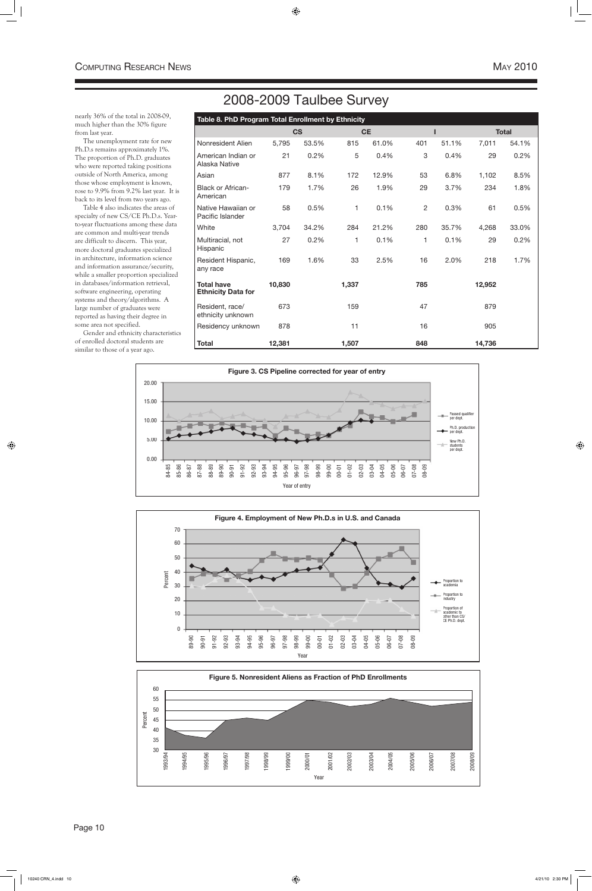# 2008-2009 Taulbee Survey

nearly 36% of the total in 2008-09, much higher than the 30% figure from last year.

The unemployment rate for new Ph.D.s remains approximately 1%. The proportion of Ph.D. graduates who were reported taking positions outside of North America, among those whose employment is known, rose to 9.9% from 9.2% last year. It is back to its level from two years ago.

Table 4 also indicates the areas of specialty of new CS/CE Ph.D.s. Year-to-year fluctuations among these data are common and multi-year trends are difficult to discern. This year, more doctoral graduates specialized in architecture, information science and information assurance/security, while a smaller proportion specialized in databases/information retrieval, software engineering, operating systems and theory/algorithms. A large number of graduates were reported as having their degree in some area not specified.

Gender and ethnicity characteristics of enrolled doctoral students are similar to those of a year ago.

**Table 8. PhD Program Total Enrollment by Ethnicity**

| | CS | | CE | | I | | Total | |
|---|---|---|---|---|---|---|---|---|
| Nonresident Alien | 5,795 | 53.5% | 815 | 61.0% | 401 | 51.1% | 7,011 | 54.1% |
| American Indian or Alaska Native | 21 | 0.2% | 5 | 0.4% | 3 | 0.4% | 29 | 0.2% |
| Asian | 877 | 8.1% | 172 | 12.9% | 53 | 6.8% | 1,102 | 8.5% |
| Black or African-American | 179 | 1.7% | 26 | 1.9% | 29 | 3.7% | 234 | 1.8% |
| Native Hawaiian or Pacific Islander | 58 | 0.5% | 1 | 0.1% | 2 | 0.3% | 61 | 0.5% |
| White | 3,704 | 34.2% | 284 | 21.2% | 280 | 35.7% | 4,268 | 33.0% |
| Multiracial, not Hispanic | 27 | 0.2% | 1 | 0.1% | 1 | 0.1% | 29 | 0.2% |
| Resident Hispanic, any race | 169 | 1.6% | 33 | 2.5% | 16 | 2.0% | 218 | 1.7% |
| **Total have Ethnicity Data for** | **10,830** | | **1,337** | | **785** | | **12,952** | |
| Resident, race/ ethnicity unknown | 673 | | 159 | | 47 | | 879 | |
| Residency unknown | 878 | | 11 | | 16 | | 905 | |
| **Total** | **12,381** | | **1,507** | | **848** | | **14,736** | |

**Figure 3. CS Pipeline corrected for year of entry**

**Figure 4. Employment of New Ph.D.s in U.S. and Canada**

**Figure 5. Nonresident Aliens as Fraction of PhD Enrollments**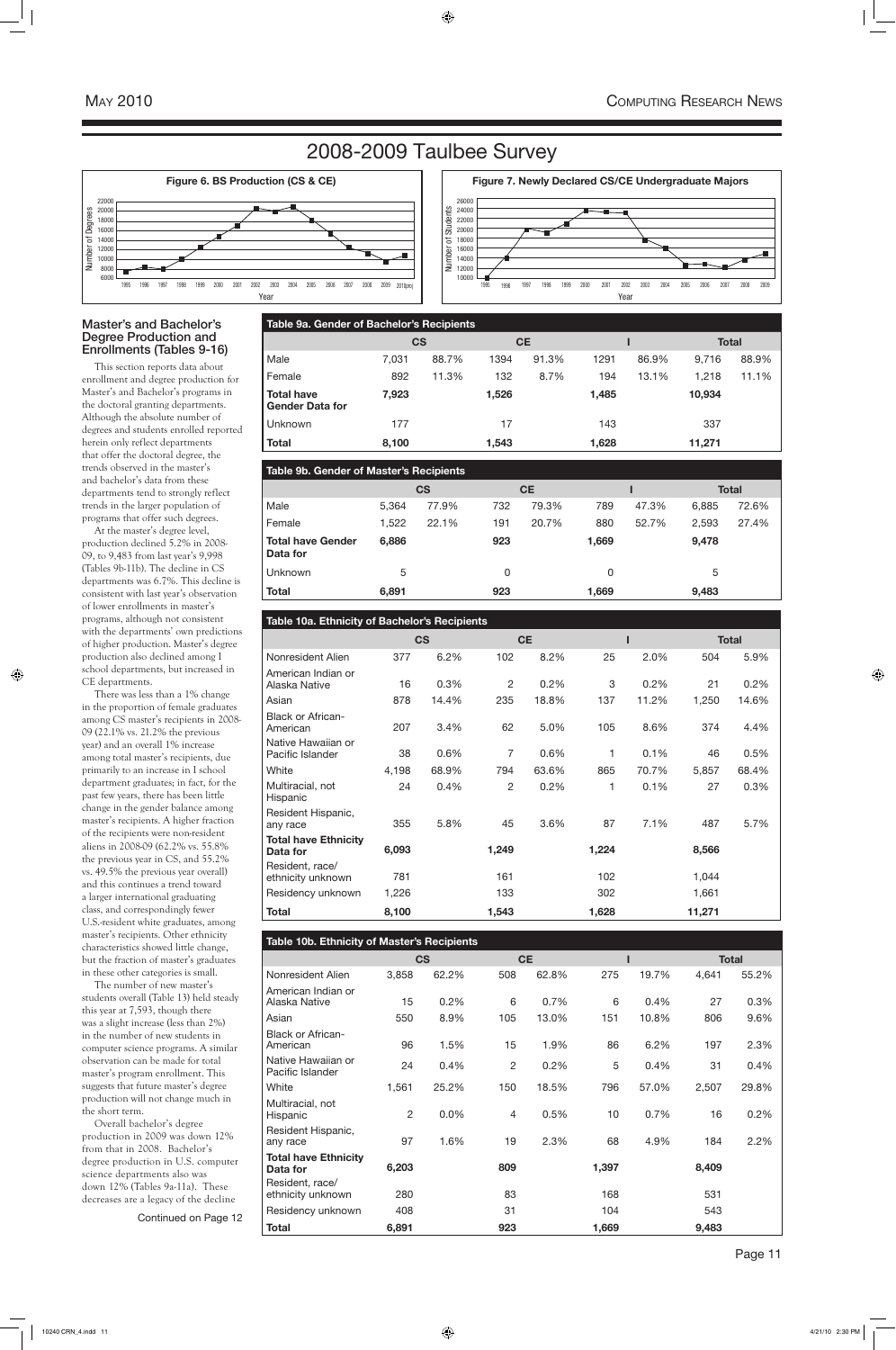# 2008-2009 Taulbee Survey

**Figure 6. BS Production (CS & CE)**

**Figure 7. Newly Declared CS/CE Undergraduate Majors**

## Master's and Bachelor's Degree Production and Enrollments (Tables 9-16)

This section reports data about enrollment and degree production for Master's and Bachelor's programs in the doctoral granting departments. Although the absolute number of degrees and students enrolled reported herein only reflect departments that offer the doctoral degree, the trends observed in the master's and bachelor's data from these departments tend to strongly reflect trends in the larger population of programs that offer such degrees.

At the master's degree level, production declined 5.2% in 2008-09, to 9,483 from last year's 9,998 (Tables 9b-11b). The decline in CS departments was 6.7%. This decline is consistent with last year's observation of lower enrollments in master's programs, although not consistent with the departments' own predictions of higher production. Master's degree production also declined among I school departments, but increased in CE departments.

There was less than a 1% change in the proportion of female graduates among CS master's recipients in 2008-09 (22.1% vs. 21.2% the previous year) and an overall 1% increase among total master's recipients, due primarily to an increase in I school department graduates; in fact, for the past few years, there has been little change in the gender balance among master's recipients. A higher fraction of the recipients were non-resident aliens in 2008-09 (62.2% vs. 55.8% the previous year in CS, and 55.2% vs. 49.5% the previous year overall) and this continues a trend toward a larger international graduating class, and correspondingly fewer U.S.-resident white graduates, among master's recipients. Other ethnicity characteristics showed little change, but the fraction of master's graduates in these other categories is small.

The number of new master's students overall (Table 13) held steady this year at 7,593, though there was a slight increase (less than 2%) in the number of new students in computer science programs. A similar observation can be made for total master's program enrollment. This suggests that future master's degree production will not change much in the short term.

Overall bachelor's degree production in 2009 was down 12% from that in 2008. Bachelor's degree production in U.S. computer science departments also was down 12% (Tables 9a-11a). These decreases are a legacy of the decline

Continued on Page 12

**Table 9a. Gender of Bachelor's Recipients**

| | CS | | CE | | I | | Total | |
|---|---|---|---|---|---|---|---|---|
| Male | 7,031 | 88.7% | 1394 | 91.3% | 1291 | 86.9% | 9,716 | 88.9% |
| Female | 892 | 11.3% | 132 | 8.7% | 194 | 13.1% | 1,218 | 11.1% |
| **Total have Gender Data for** | **7,923** | | **1,526** | | **1,485** | | **10,934** | |
| Unknown | 177 | | 17 | | 143 | | 337 | |
| **Total** | **8,100** | | **1,543** | | **1,628** | | **11,271** | |

**Table 9b. Gender of Master's Recipients**

| | CS | | CE | | I | | Total | |
|---|---|---|---|---|---|---|---|---|
| Male | 5,364 | 77.9% | 732 | 79.3% | 789 | 47.3% | 6,885 | 72.6% |
| Female | 1,522 | 22.1% | 191 | 20.7% | 880 | 52.7% | 2,593 | 27.4% |
| **Total have Gender Data for** | **6,886** | | **923** | | **1,669** | | **9,478** | |
| Unknown | 5 | | 0 | | 0 | | 5 | |
| **Total** | **6,891** | | **923** | | **1,669** | | **9,483** | |

**Table 10a. Ethnicity of Bachelor's Recipients**

| | CS | | CE | | I | | Total | |
|---|---|---|---|---|---|---|---|---|
| Nonresident Alien | 377 | 6.2% | 102 | 8.2% | 25 | 2.0% | 504 | 5.9% |
| American Indian or Alaska Native | 16 | 0.3% | 2 | 0.2% | 3 | 0.2% | 21 | 0.2% |
| Asian | 878 | 14.4% | 235 | 18.8% | 137 | 11.2% | 1,250 | 14.6% |
| Black or African-American | 207 | 3.4% | 62 | 5.0% | 105 | 8.6% | 374 | 4.4% |
| Native Hawaiian or Pacific Islander | 38 | 0.6% | 7 | 0.6% | 1 | 0.1% | 46 | 0.5% |
| White | 4,198 | 68.9% | 794 | 63.6% | 865 | 70.7% | 5,857 | 68.4% |
| Multiracial, not Hispanic | 24 | 0.4% | 2 | 0.2% | 1 | 0.1% | 27 | 0.3% |
| Resident Hispanic, any race | 355 | 5.8% | 45 | 3.6% | 87 | 7.1% | 487 | 5.7% |
| **Total have Ethnicity Data for** | **6,093** | | **1,249** | | **1,224** | | **8,566** | |
| Resident, race/ ethnicity unknown | 781 | | 161 | | 102 | | 1,044 | |
| Residency unknown | 1,226 | | 133 | | 302 | | 1,661 | |
| **Total** | **8,100** | | **1,543** | | **1,628** | | **11,271** | |

**Table 10b. Ethnicity of Master's Recipients**

| | CS | | CE | | I | | Total | |
|---|---|---|---|---|---|---|---|---|
| Nonresident Alien | 3,858 | 62.2% | 508 | 62.8% | 275 | 19.7% | 4,641 | 55.2% |
| American Indian or Alaska Native | 15 | 0.2% | 6 | 0.7% | 6 | 0.4% | 27 | 0.3% |
| Asian | 550 | 8.9% | 105 | 13.0% | 151 | 10.8% | 806 | 9.6% |
| Black or African-American | 96 | 1.5% | 15 | 1.9% | 86 | 6.2% | 197 | 2.3% |
| Native Hawaiian or Pacific Islander | 24 | 0.4% | 2 | 0.2% | 5 | 0.4% | 31 | 0.4% |
| White | 1,561 | 25.2% | 150 | 18.5% | 796 | 57.0% | 2,507 | 29.8% |
| Multiracial, not Hispanic | 2 | 0.0% | 4 | 0.5% | 10 | 0.7% | 16 | 0.2% |
| Resident Hispanic, any race | 97 | 1.6% | 19 | 2.3% | 68 | 4.9% | 184 | 2.2% |
| **Total have Ethnicity Data for** | **6,203** | | **809** | | **1,397** | | **8,409** | |
| Resident, race/ ethnicity unknown | 280 | | 83 | | 168 | | 531 | |
| Residency unknown | 408 | | 31 | | 104 | | 543 | |
| **Total** | **6,891** | | **923** | | **1,669** | | **9,483** | |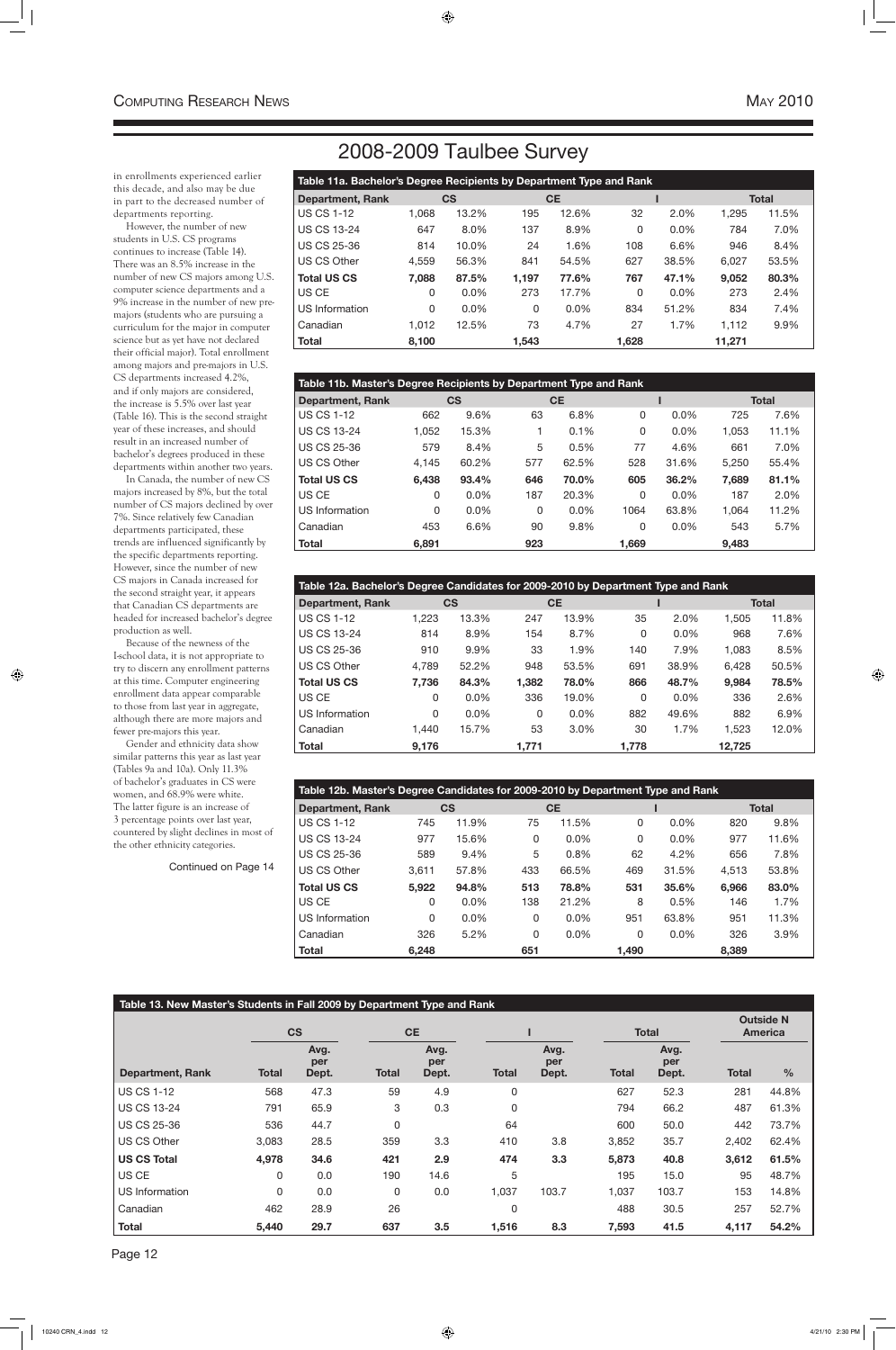# 2008-2009 Taulbee Survey

in enrollments experienced earlier this decade, and also may be due in part to the decreased number of departments reporting.

However, the number of new students in U.S. CS programs continues to increase (Table 14). There was an 8.5% increase in the number of new CS majors among U.S. computer science departments and a 9% increase in the number of new pre-majors (students who are pursuing a curriculum for the major in computer science but as yet have not declared their official major). Total enrollment among majors and pre-majors in U.S. CS departments increased 4.2%, and if only majors are considered, the increase is 5.5% over last year (Table 16). This is the second straight year of these increases, and should result in an increased number of bachelor's degrees produced in these departments within another two years.

In Canada, the number of new CS majors increased by 8%, but the total number of CS majors declined by over 7%. Since relatively few Canadian departments participated, these trends are influenced significantly by the specific departments reporting. However, since the number of new CS majors in Canada increased for the second straight year, it appears that Canadian CS departments are headed for increased bachelor's degree production as well.

Because of the newness of the I-school data, it is not appropriate to try to discern any enrollment patterns at this time. Computer engineering enrollment data appear comparable to those from last year in aggregate, although there are more majors and fewer pre-majors this year.

Gender and ethnicity data show similar patterns this year as last year (Tables 9a and 10a). Only 11.3% of bachelor's graduates in CS were women, and 68.9% were white. The latter figure is an increase of 3 percentage points over last year, countered by slight declines in most of the other ethnicity categories.

Continued on Page 14

**Table 11a. Bachelor's Degree Recipients by Department Type and Rank**

| Department, Rank | CS | | CE | | I | | Total | |
|---|---|---|---|---|---|---|---|---|
| US CS 1-12 | 1,068 | 13.2% | 195 | 12.6% | 32 | 2.0% | 1,295 | 11.5% |
| US CS 13-24 | 647 | 8.0% | 137 | 8.9% | 0 | 0.0% | 784 | 7.0% |
| US CS 25-36 | 814 | 10.0% | 24 | 1.6% | 108 | 6.6% | 946 | 8.4% |
| US CS Other | 4,559 | 56.3% | 841 | 54.5% | 627 | 38.5% | 6,027 | 53.5% |
| **Total US CS** | **7,088** | **87.5%** | **1,197** | **77.6%** | **767** | **47.1%** | **9,052** | **80.3%** |
| US CE | 0 | 0.0% | 273 | 17.7% | 0 | 0.0% | 273 | 2.4% |
| US Information | 0 | 0.0% | 0 | 0.0% | 834 | 51.2% | 834 | 7.4% |
| Canadian | 1,012 | 12.5% | 73 | 4.7% | 27 | 1.7% | 1,112 | 9.9% |
| **Total** | **8,100** | | **1,543** | | **1,628** | | **11,271** | |

**Table 11b. Master's Degree Recipients by Department Type and Rank**

| Department, Rank | CS | | CE | | I | | Total | |
|---|---|---|---|---|---|---|---|---|
| US CS 1-12 | 662 | 9.6% | 63 | 6.8% | 0 | 0.0% | 725 | 7.6% |
| US CS 13-24 | 1,052 | 15.3% | 1 | 0.1% | 0 | 0.0% | 1,053 | 11.1% |
| US CS 25-36 | 579 | 8.4% | 5 | 0.5% | 77 | 4.6% | 661 | 7.0% |
| US CS Other | 4,145 | 60.2% | 577 | 62.5% | 528 | 31.6% | 5,250 | 55.4% |
| **Total US CS** | **6,438** | **93.4%** | **646** | **70.0%** | **605** | **36.2%** | **7,689** | **81.1%** |
| US CE | 0 | 0.0% | 187 | 20.3% | 0 | 0.0% | 187 | 2.0% |
| US Information | 0 | 0.0% | 0 | 0.0% | 1064 | 63.8% | 1,064 | 11.2% |
| Canadian | 453 | 6.6% | 90 | 9.8% | 0 | 0.0% | 543 | 5.7% |
| **Total** | **6,891** | | **923** | | **1,669** | | **9,483** | |

**Table 12a. Bachelor's Degree Candidates for 2009-2010 by Department Type and Rank**

| Department, Rank | CS | | CE | | I | | Total | |
|---|---|---|---|---|---|---|---|---|
| US CS 1-12 | 1,223 | 13.3% | 247 | 13.9% | 35 | 2.0% | 1,505 | 11.8% |
| US CS 13-24 | 814 | 8.9% | 154 | 8.7% | 0 | 0.0% | 968 | 7.6% |
| US CS 25-36 | 910 | 9.9% | 33 | 1.9% | 140 | 7.9% | 1,083 | 8.5% |
| US CS Other | 4,789 | 52.2% | 948 | 53.5% | 691 | 38.9% | 6,428 | 50.5% |
| **Total US CS** | **7,736** | **84.3%** | **1,382** | **78.0%** | **866** | **48.7%** | **9,984** | **78.5%** |
| US CE | 0 | 0.0% | 336 | 19.0% | 0 | 0.0% | 336 | 2.6% |
| US Information | 0 | 0.0% | 0 | 0.0% | 882 | 49.6% | 882 | 6.9% |
| Canadian | 1,440 | 15.7% | 53 | 3.0% | 30 | 1.7% | 1,523 | 12.0% |
| **Total** | **9,176** | | **1,771** | | **1,778** | | **12,725** | |

**Table 12b. Master's Degree Candidates for 2009-2010 by Department Type and Rank**

| Department, Rank | CS | | CE | | I | | Total | |
|---|---|---|---|---|---|---|---|---|
| US CS 1-12 | 745 | 11.9% | 75 | 11.5% | 0 | 0.0% | 820 | 9.8% |
| US CS 13-24 | 977 | 15.6% | 0 | 0.0% | 0 | 0.0% | 977 | 11.6% |
| US CS 25-36 | 589 | 9.4% | 5 | 0.8% | 62 | 4.2% | 656 | 7.8% |
| US CS Other | 3,611 | 57.8% | 433 | 66.5% | 469 | 31.5% | 4,513 | 53.8% |
| **Total US CS** | **5,922** | **94.8%** | **513** | **78.8%** | **531** | **35.6%** | **6,966** | **83.0%** |
| US CE | 0 | 0.0% | 138 | 21.2% | 8 | 0.5% | 146 | 1.7% |
| US Information | 0 | 0.0% | 0 | 0.0% | 951 | 63.8% | 951 | 11.3% |
| Canadian | 326 | 5.2% | 0 | 0.0% | 0 | 0.0% | 326 | 3.9% |
| **Total** | **6,248** | | **651** | | **1,490** | | **8,389** | |

**Table 13. New Master's Students in Fall 2009 by Department Type and Rank**

| | CS | | CE | | I | | Total | | Outside N America | |
|---|---|---|---|---|---|---|---|---|---|---|
| Department, Rank | Total | Avg. per Dept. | Total | Avg. per Dept. | Total | Avg. per Dept. | Total | Avg. per Dept. | Total | % |
| US CS 1-12 | 568 | 47.3 | 59 | 4.9 | 0 | | 627 | 52.3 | 281 | 44.8% |
| US CS 13-24 | 791 | 65.9 | 3 | 0.3 | 0 | | 794 | 66.2 | 487 | 61.3% |
| US CS 25-36 | 536 | 44.7 | 0 | | 64 | | 600 | 50.0 | 442 | 73.7% |
| US CS Other | 3,083 | 28.5 | 359 | 3.3 | 410 | 3.8 | 3,852 | 35.7 | 2,402 | 62.4% |
| **US CS Total** | **4,978** | **34.6** | **421** | **2.9** | **474** | **3.3** | **5,873** | **40.8** | **3,612** | **61.5%** |
| US CE | 0 | 0.0 | 190 | 14.6 | 5 | | 195 | 15.0 | 95 | 48.7% |
| US Information | 0 | 0.0 | 0 | 0.0 | 1,037 | 103.7 | 1,037 | 103.7 | 153 | 14.8% |
| Canadian | 462 | 28.9 | 26 | | 0 | | 488 | 30.5 | 257 | 52.7% |
| **Total** | **5,440** | **29.7** | **637** | **3.5** | **1,516** | **8.3** | **7,593** | **41.5** | **4,117** | **54.2%** |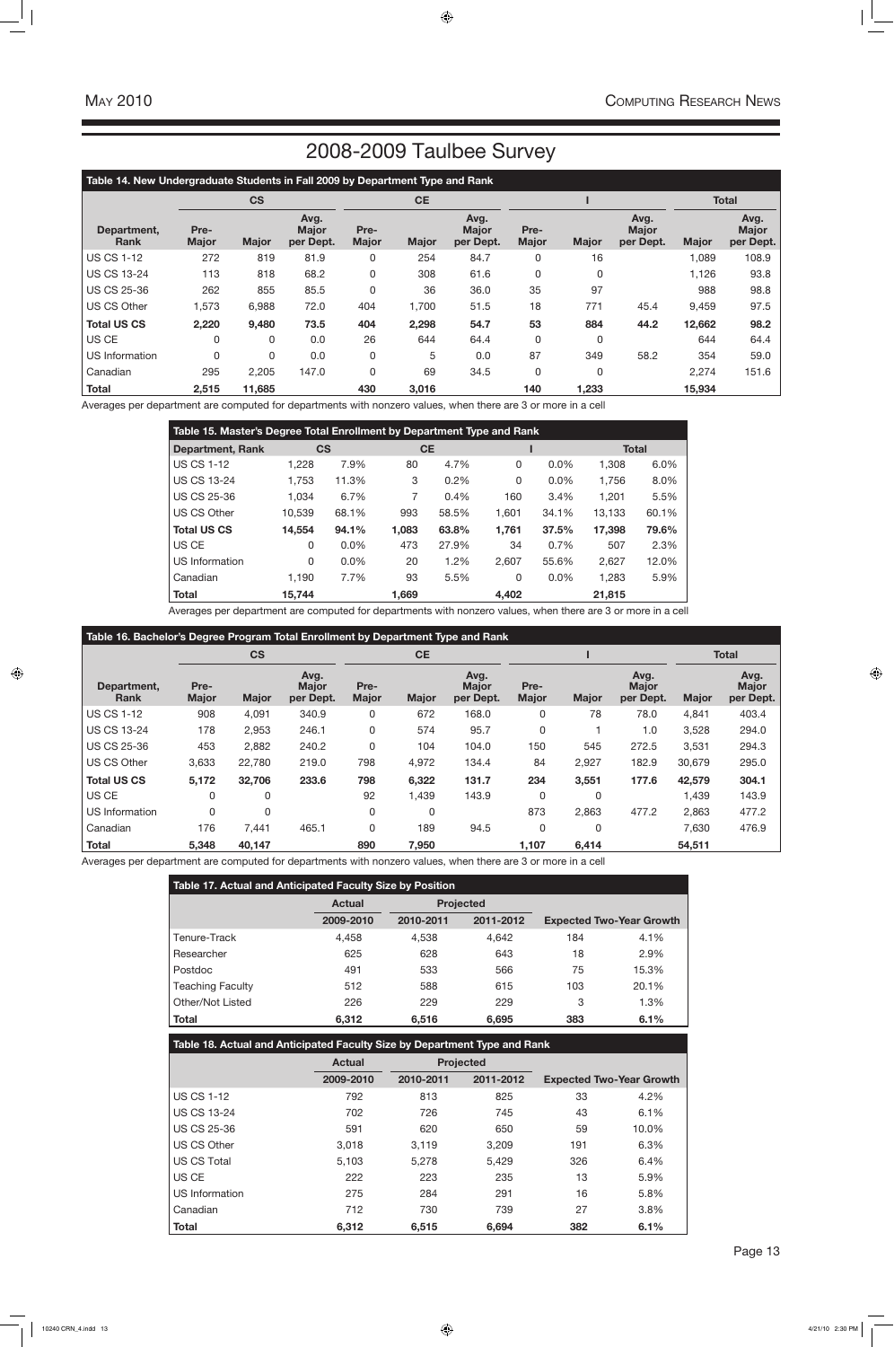# 2008-2009 Taulbee Survey

**Table 14. New Undergraduate Students in Fall 2009 by Department Type and Rank**

| | CS | | | CE | | | I | | | Total | |
|---|---|---|---|---|---|---|---|---|---|---|---|
| Department, Rank | Pre-Major | Major | Avg. Major per Dept. | Pre-Major | Major | Avg. Major per Dept. | Pre-Major | Major | Avg. Major per Dept. | Major | Avg. Major per Dept. |
| US CS 1-12 | 272 | 819 | 81.9 | 0 | 254 | 84.7 | 0 | 16 | | 1,089 | 108.9 |
| US CS 13-24 | 113 | 818 | 68.2 | 0 | 308 | 61.6 | 0 | 0 | | 1,126 | 93.8 |
| US CS 25-36 | 262 | 855 | 85.5 | 0 | 36 | 36.0 | 35 | 97 | | 988 | 98.8 |
| US CS Other | 1,573 | 6,988 | 72.0 | 404 | 1,700 | 51.5 | 18 | 771 | 45.4 | 9,459 | 97.5 |
| **Total US CS** | **2,220** | **9,480** | **73.5** | **404** | **2,298** | **54.7** | **53** | **884** | **44.2** | **12,662** | **98.2** |
| US CE | 0 | 0 | 0.0 | 26 | 644 | 64.4 | 0 | 0 | | 644 | 64.4 |
| US Information | 0 | 0 | 0.0 | 0 | 5 | 0.0 | 87 | 349 | 58.2 | 354 | 59.0 |
| Canadian | 295 | 2,205 | 147.0 | 0 | 69 | 34.5 | 0 | 0 | | 2,274 | 151.6 |
| **Total** | **2,515** | **11,685** | | **430** | **3,016** | | **140** | **1,233** | | **15,934** | |

Averages per department are computed for departments with nonzero values, when there are 3 or more in a cell

**Table 15. Master's Degree Total Enrollment by Department Type and Rank**

| Department, Rank | CS | | CE | | I | | Total | |
|---|---|---|---|---|---|---|---|---|
| US CS 1-12 | 1,228 | 7.9% | 80 | 4.7% | 0 | 0.0% | 1,308 | 6.0% |
| US CS 13-24 | 1,753 | 11.3% | 3 | 0.2% | 0 | 0.0% | 1,756 | 8.0% |
| US CS 25-36 | 1,034 | 6.7% | 7 | 0.4% | 160 | 3.4% | 1,201 | 5.5% |
| US CS Other | 10,539 | 68.1% | 993 | 58.5% | 1,601 | 34.1% | 13,133 | 60.1% |
| **Total US CS** | **14,554** | **94.1%** | **1,083** | **63.8%** | **1,761** | **37.5%** | **17,398** | **79.6%** |
| US CE | 0 | 0.0% | 473 | 27.9% | 34 | 0.7% | 507 | 2.3% |
| US Information | 0 | 0.0% | 20 | 1.2% | 2,607 | 55.6% | 2,627 | 12.0% |
| Canadian | 1,190 | 7.7% | 93 | 5.5% | 0 | 0.0% | 1,283 | 5.9% |
| **Total** | **15,744** | | **1,669** | | **4,402** | | **21,815** | |

Averages per department are computed for departments with nonzero values, when there are 3 or more in a cell

**Table 16. Bachelor's Degree Program Total Enrollment by Department Type and Rank**

| | CS | | | CE | | | I | | | Total | |
|---|---|---|---|---|---|---|---|---|---|---|---|
| Department, Rank | Pre-Major | Major | Avg. Major per Dept. | Pre-Major | Major | Avg. Major per Dept. | Pre-Major | Major | Avg. Major per Dept. | Major | Avg. Major per Dept. |
| US CS 1-12 | 908 | 4,091 | 340.9 | 0 | 672 | 168.0 | 0 | 78 | 78.0 | 4,841 | 403.4 |
| US CS 13-24 | 178 | 2,953 | 246.1 | 0 | 574 | 95.7 | 0 | 1 | 1.0 | 3,528 | 294.0 |
| US CS 25-36 | 453 | 2,882 | 240.2 | 0 | 104 | 104.0 | 150 | 545 | 272.5 | 3,531 | 294.3 |
| US CS Other | 3,633 | 22,780 | 219.0 | 798 | 4,972 | 134.4 | 84 | 2,927 | 182.9 | 30,679 | 295.0 |
| **Total US CS** | **5,172** | **32,706** | **233.6** | **798** | **6,322** | **131.7** | **234** | **3,551** | **177.6** | **42,579** | **304.1** |
| US CE | 0 | 0 | | 92 | 1,439 | 143.9 | 0 | 0 | | 1,439 | 143.9 |
| US Information | 0 | 0 | | 0 | 0 | | 873 | 2,863 | 477.2 | 2,863 | 477.2 |
| Canadian | 176 | 7,441 | 465.1 | 0 | 189 | 94.5 | 0 | 0 | | 7,630 | 476.9 |
| **Total** | **5,348** | **40,147** | | **890** | **7,950** | | **1,107** | **6,414** | | **54,511** | |

Averages per department are computed for departments with nonzero values, when there are 3 or more in a cell

**Table 17. Actual and Anticipated Faculty Size by Position**

| | Actual | Projected | | | |
|---|---|---|---|---|---|
| | 2009-2010 | 2010-2011 | 2011-2012 | Expected Two-Year Growth | |
| Tenure-Track | 4,458 | 4,538 | 4,642 | 184 | 4.1% |
| Researcher | 625 | 628 | 643 | 18 | 2.9% |
| Postdoc | 491 | 533 | 566 | 75 | 15.3% |
| Teaching Faculty | 512 | 588 | 615 | 103 | 20.1% |
| Other/Not Listed | 226 | 229 | 229 | 3 | 1.3% |
| **Total** | **6,312** | **6,516** | **6,695** | **383** | **6.1%** |

**Table 18. Actual and Anticipated Faculty Size by Department Type and Rank**

| | Actual | Projected | | | |
|---|---|---|---|---|---|
| | 2009-2010 | 2010-2011 | 2011-2012 | Expected Two-Year Growth | |
| US CS 1-12 | 792 | 813 | 825 | 33 | 4.2% |
| US CS 13-24 | 702 | 726 | 745 | 43 | 6.1% |
| US CS 25-36 | 591 | 620 | 650 | 59 | 10.0% |
| US CS Other | 3,018 | 3,119 | 3,209 | 191 | 6.3% |
| US CS Total | 5,103 | 5,278 | 5,429 | 326 | 6.4% |
| US CE | 222 | 223 | 235 | 13 | 5.9% |
| US Information | 275 | 284 | 291 | 16 | 5.8% |
| Canadian | 712 | 730 | 739 | 27 | 3.8% |
| **Total** | **6,312** | **6,515** | **6,694** | **382** | **6.1%** |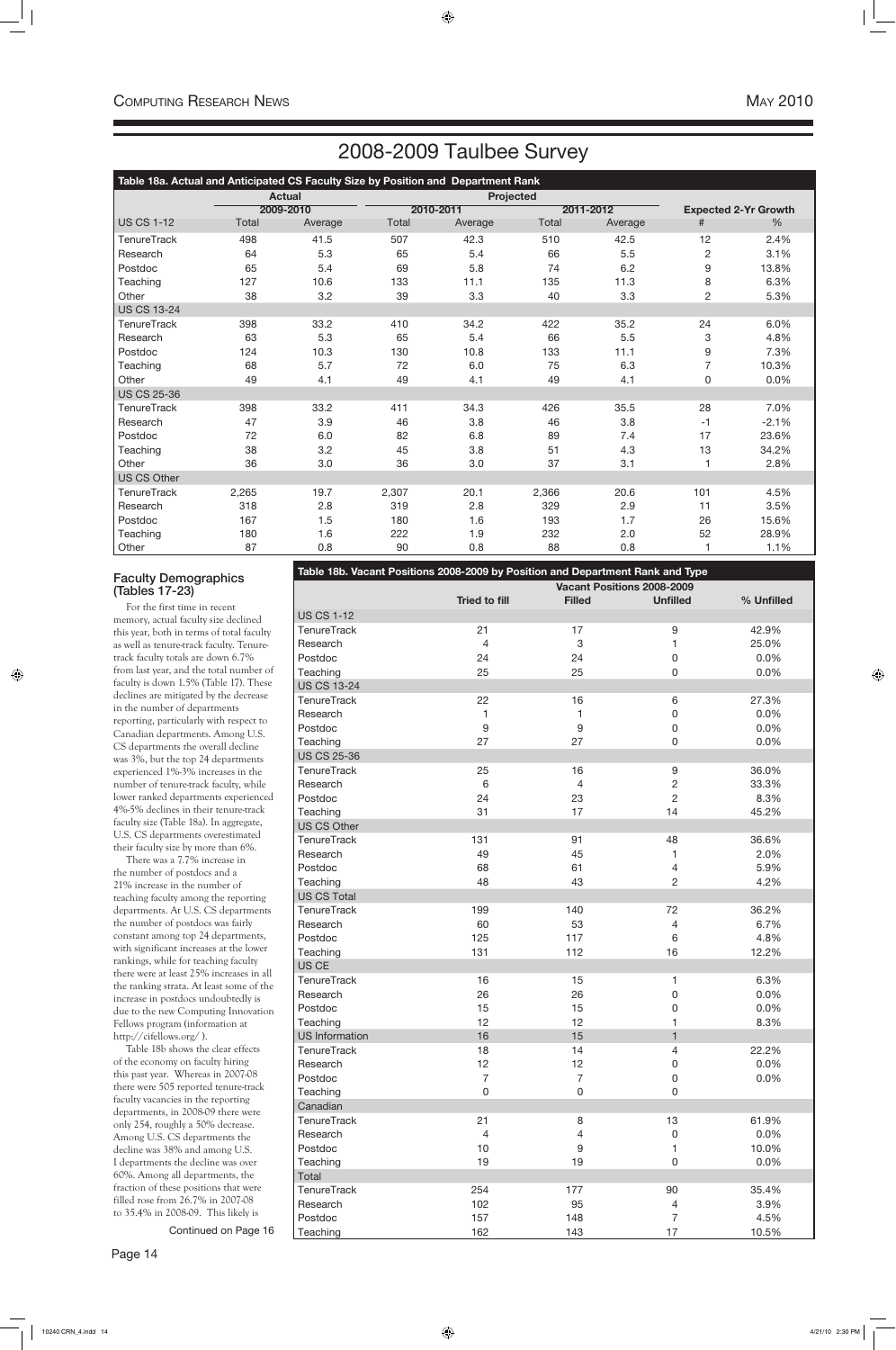# 2008-2009 Taulbee Survey

**Table 18a. Actual and Anticipated CS Faculty Size by Position and Department Rank**

| | Actual | | Projected | | | | | |
|---|---|---|---|---|---|---|---|---|
| | 2009-2010 | | 2010-2011 | | 2011-2012 | | Expected 2-Yr Growth | |
| US CS 1-12 | Total | Average | Total | Average | Total | Average | # | % |
| TenureTrack | 498 | 41.5 | 507 | 42.3 | 510 | 42.5 | 12 | 2.4% |
| Research | 64 | 5.3 | 65 | 5.4 | 66 | 5.5 | 2 | 3.1% |
| Postdoc | 65 | 5.4 | 69 | 5.8 | 74 | 6.2 | 9 | 13.8% |
| Teaching | 127 | 10.6 | 133 | 11.1 | 135 | 11.3 | 8 | 6.3% |
| Other | 38 | 3.2 | 39 | 3.3 | 40 | 3.3 | 2 | 5.3% |
| US CS 13-24 | | | | | | | | |
| TenureTrack | 398 | 33.2 | 410 | 34.2 | 422 | 35.2 | 24 | 6.0% |
| Research | 63 | 5.3 | 65 | 5.4 | 66 | 5.5 | 3 | 4.8% |
| Postdoc | 124 | 10.3 | 130 | 10.8 | 133 | 11.1 | 9 | 7.3% |
| Teaching | 68 | 5.7 | 72 | 6.0 | 75 | 6.3 | 7 | 10.3% |
| Other | 49 | 4.1 | 49 | 4.1 | 49 | 4.1 | 0 | 0.0% |
| US CS 25-36 | | | | | | | | |
| TenureTrack | 398 | 33.2 | 411 | 34.3 | 426 | 35.5 | 28 | 7.0% |
| Research | 47 | 3.9 | 46 | 3.8 | 46 | 3.8 | -1 | -2.1% |
| Postdoc | 72 | 6.0 | 82 | 6.8 | 89 | 7.4 | 17 | 23.6% |
| Teaching | 38 | 3.2 | 45 | 3.8 | 51 | 4.3 | 13 | 34.2% |
| Other | 36 | 3.0 | 36 | 3.0 | 37 | 3.1 | 1 | 2.8% |
| US CS Other | | | | | | | | |
| TenureTrack | 2,265 | 19.7 | 2,307 | 20.1 | 2,366 | 20.6 | 101 | 4.5% |
| Research | 318 | 2.8 | 319 | 2.8 | 329 | 2.9 | 11 | 3.5% |
| Postdoc | 167 | 1.5 | 180 | 1.6 | 193 | 1.7 | 26 | 15.6% |
| Teaching | 180 | 1.6 | 222 | 1.9 | 232 | 2.0 | 52 | 28.9% |
| Other | 87 | 0.8 | 90 | 0.8 | 88 | 0.8 | 1 | 1.1% |

### Faculty Demographics (Tables 17-23)

For the first time in recent memory, actual faculty size declined this year, both in terms of total faculty as well as tenure-track faculty. Tenure-track faculty totals are down 6.7% from last year, and the total number of faculty is down 1.5% (Table 17). These declines are mitigated by the decrease in the number of departments reporting, particularly with respect to Canadian departments. Among U.S. CS departments the overall decline was 3%, but the top 24 departments experienced 1%-3% increases in the number of tenure-track faculty, while lower ranked departments experienced 4%-5% declines in their tenure-track faculty size (Table 18a). In aggregate, U.S. CS departments overestimated their faculty size by more than 6%.

There was a 7.7% increase in the number of postdocs and a 21% increase in the number of teaching faculty among the reporting departments. At U.S. CS departments the number of postdocs was fairly constant among top 24 departments, with significant increases at the lower rankings, while for teaching faculty there were at least 25% increases in all the ranking strata. At least some of the increase in postdocs undoubtedly is due to the new Computing Innovation Fellows program (information at http://cifellows.org/ ).

Table 18b shows the clear effects of the economy on faculty hiring this past year. Whereas in 2007-08 there were 505 reported tenure-track faculty vacancies in the reporting departments, in 2008-09 there were only 254, roughly a 50% decrease. Among U.S. CS departments the decline was 38% and among U.S. I departments the decline was over 60%. Among all departments, the fraction of these positions that were filled rose from 26.7% in 2007-08 to 35.4% in 2008-09. This likely is

Continued on Page 16

**Table 18b. Vacant Positions 2008-2009 by Position and Department Rank and Type**

| | Vacant Positions 2008-2009 | | | |
|---|---|---|---|---|
| | Tried to fill | Filled | Unfilled | % Unfilled |
| US CS 1-12 | | | | |
| TenureTrack | 21 | 17 | 9 | 42.9% |
| Research | 4 | 3 | 1 | 25.0% |
| Postdoc | 24 | 24 | 0 | 0.0% |
| Teaching | 25 | 25 | 0 | 0.0% |
| US CS 13-24 | | | | |
| TenureTrack | 22 | 16 | 6 | 27.3% |
| Research | 1 | 1 | 0 | 0.0% |
| Postdoc | 9 | 9 | 0 | 0.0% |
| Teaching | 27 | 27 | 0 | 0.0% |
| US CS 25-36 | | | | |
| TenureTrack | 25 | 16 | 9 | 36.0% |
| Research | 6 | 4 | 2 | 33.3% |
| Postdoc | 24 | 23 | 2 | 8.3% |
| Teaching | 31 | 17 | 14 | 45.2% |
| US CS Other | | | | |
| TenureTrack | 131 | 91 | 48 | 36.6% |
| Research | 49 | 45 | 1 | 2.0% |
| Postdoc | 68 | 61 | 4 | 5.9% |
| Teaching | 48 | 43 | 2 | 4.2% |
| US CS Total | | | | |
| TenureTrack | 199 | 140 | 72 | 36.2% |
| Research | 60 | 53 | 4 | 6.7% |
| Postdoc | 125 | 117 | 6 | 4.8% |
| Teaching | 131 | 112 | 16 | 12.2% |
| US CE | | | | |
| TenureTrack | 16 | 15 | 1 | 6.3% |
| Research | 26 | 26 | 0 | 0.0% |
| Postdoc | 15 | 15 | 0 | 0.0% |
| Teaching | 12 | 12 | 1 | 8.3% |
| US Information | 16 | 15 | 1 | |
| TenureTrack | 18 | 14 | 4 | 22.2% |
| Research | 12 | 12 | 0 | 0.0% |
| Postdoc | 7 | 7 | 0 | 0.0% |
| Teaching | 0 | 0 | 0 | |
| Canadian | | | | |
| TenureTrack | 21 | 8 | 13 | 61.9% |
| Research | 4 | 4 | 0 | 0.0% |
| Postdoc | 10 | 9 | 1 | 10.0% |
| Teaching | 19 | 19 | 0 | 0.0% |
| Total | | | | |
| TenureTrack | 254 | 177 | 90 | 35.4% |
| Research | 102 | 95 | 4 | 3.9% |
| Postdoc | 157 | 148 | 7 | 4.5% |
| Teaching | 162 | 143 | 17 | 10.5% |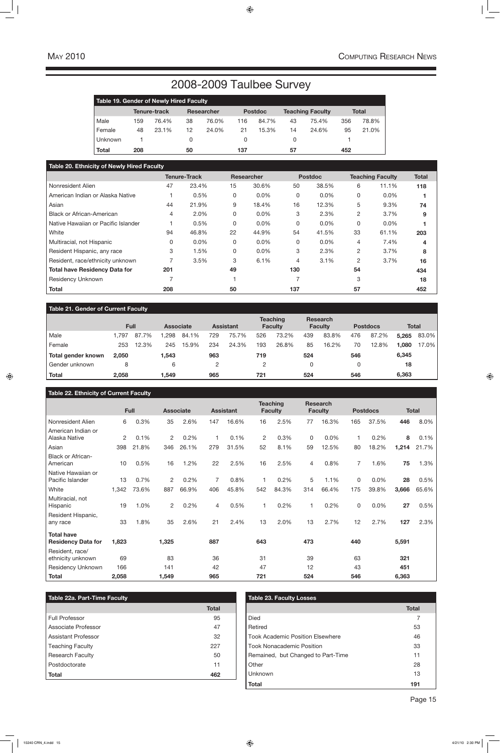# 2008-2009 Taulbee Survey

**Table 19. Gender of Newly Hired Faculty**

| | Tenure-track | | Researcher | | Postdoc | | Teaching Faculty | | Total | |
|---|---|---|---|---|---|---|---|---|---|---|
| Male | 159 | 76.4% | 38 | 76.0% | 116 | 84.7% | 43 | 75.4% | 356 | 78.8% |
| Female | 48 | 23.1% | 12 | 24.0% | 21 | 15.3% | 14 | 24.6% | 95 | 21.0% |
| Unknown | 1 | | 0 | | 0 | | 0 | | 1 | |
| **Total** | **208** | | **50** | | **137** | | **57** | | **452** | |

**Table 20. Ethnicity of Newly Hired Faculty**

| | Tenure-Track | | Researcher | | Postdoc | | Teaching Faculty | | Total |
|---|---|---|---|---|---|---|---|---|---|
| Nonresident Alien | 47 | 23.4% | 15 | 30.6% | 50 | 38.5% | 6 | 11.1% | 118 |
| American Indian or Alaska Native | 1 | 0.5% | 0 | 0.0% | 0 | 0.0% | 0 | 0.0% | 1 |
| Asian | 44 | 21.9% | 9 | 18.4% | 16 | 12.3% | 5 | 9.3% | 74 |
| Black or African-American | 4 | 2.0% | 0 | 0.0% | 3 | 2.3% | 2 | 3.7% | 9 |
| Native Hawaiian or Pacific Islander | 1 | 0.5% | 0 | 0.0% | 0 | 0.0% | 0 | 0.0% | 1 |
| White | 94 | 46.8% | 22 | 44.9% | 54 | 41.5% | 33 | 61.1% | 203 |
| Multiracial, not Hispanic | 0 | 0.0% | 0 | 0.0% | 0 | 0.0% | 4 | 7.4% | 4 |
| Resident Hispanic, any race | 3 | 1.5% | 0 | 0.0% | 3 | 2.3% | 2 | 3.7% | 8 |
| Resident, race/ethnicity unknown | 7 | 3.5% | 3 | 6.1% | 4 | 3.1% | 2 | 3.7% | 16 |
| **Total have Residency Data for** | **201** | | **49** | | **130** | | **54** | | **434** |
| Residency Unknown | 7 | | 1 | | 7 | | 3 | | 18 |
| **Total** | **208** | | **50** | | **137** | | **57** | | **452** |

**Table 21. Gender of Current Faculty**

| | Full | | Associate | | Assistant | | Teaching Faculty | | Research Faculty | | Postdocs | | Total | |
|---|---|---|---|---|---|---|---|---|---|---|---|---|---|---|
| Male | 1,797 | 87.7% | 1,298 | 84.1% | 729 | 75.7% | 526 | 73.2% | 439 | 83.8% | 476 | 87.2% | **5,265** | 83.0% |
| Female | 253 | 12.3% | 245 | 15.9% | 234 | 24.3% | 193 | 26.8% | 85 | 16.2% | 70 | 12.8% | **1,080** | 17.0% |
| **Total gender known** | **2,050** | | **1,543** | | **963** | | **719** | | **524** | | **546** | | **6,345** | |
| Gender unknown | 8 | | 6 | | 2 | | 2 | | 0 | | 0 | | **18** | |
| **Total** | **2,058** | | **1,549** | | **965** | | **721** | | **524** | | **546** | | **6,363** | |

**Table 22. Ethnicity of Current Faculty**

| | Full | | Associate | | Assistant | | Teaching Faculty | | Research Faculty | | Postdocs | | Total | |
|---|---|---|---|---|---|---|---|---|---|---|---|---|---|---|
| Nonresident Alien | 6 | 0.3% | 35 | 2.6% | 147 | 16.6% | 16 | 2.5% | 77 | 16.3% | 165 | 37.5% | **446** | 8.0% |
| American Indian or Alaska Native | 2 | 0.1% | 2 | 0.2% | 1 | 0.1% | 2 | 0.3% | 0 | 0.0% | 1 | 0.2% | **8** | 0.1% |
| Asian | 398 | 21.8% | 346 | 26.1% | 279 | 31.5% | 52 | 8.1% | 59 | 12.5% | 80 | 18.2% | **1,214** | 21.7% |
| Black or African-American | 10 | 0.5% | 16 | 1.2% | 22 | 2.5% | 16 | 2.5% | 4 | 0.8% | 7 | 1.6% | **75** | 1.3% |
| Native Hawaiian or Pacific Islander | 13 | 0.7% | 2 | 0.2% | 7 | 0.8% | 1 | 0.2% | 5 | 1.1% | 0 | 0.0% | **28** | 0.5% |
| White | 1,342 | 73.6% | 887 | 66.9% | 406 | 45.8% | 542 | 84.3% | 314 | 66.4% | 175 | 39.8% | **3,666** | 65.6% |
| Multiracial, not Hispanic | 19 | 1.0% | 2 | 0.2% | 4 | 0.5% | 1 | 0.2% | 1 | 0.2% | 0 | 0.0% | **27** | 0.5% |
| Resident Hispanic, any race | 33 | 1.8% | 35 | 2.6% | 21 | 2.4% | 13 | 2.0% | 13 | 2.7% | 12 | 2.7% | **127** | 2.3% |
| **Total have Residency Data for** | **1,823** | | **1,325** | | **887** | | **643** | | **473** | | **440** | | **5,591** | |
| Resident, race/ ethnicity unknown | 69 | | 83 | | 36 | | 31 | | 39 | | 63 | | **321** | |
| Residency Unknown | 166 | | 141 | | 42 | | 47 | | 12 | | 43 | | **451** | |
| **Total** | **2,058** | | **1,549** | | **965** | | **721** | | **524** | | **546** | | **6,363** | |

**Table 22a. Part-Time Faculty**

| | Total |
|---|---|
| Full Professor | 95 |
| Associate Professor | 47 |
| Assistant Professor | 32 |
| Teaching Faculty | 227 |
| Research Faculty | 50 |
| Postdoctorate | 11 |
| **Total** | **462** |

**Table 23. Faculty Losses**

| | Total |
|---|---|
| Died | 7 |
| Retired | 53 |
| Took Academic Position Elsewhere | 46 |
| Took Nonacademic Position | 33 |
| Remained, but Changed to Part-Time | 11 |
| Other | 28 |
| Unknown | 13 |
| **Total** | **191** |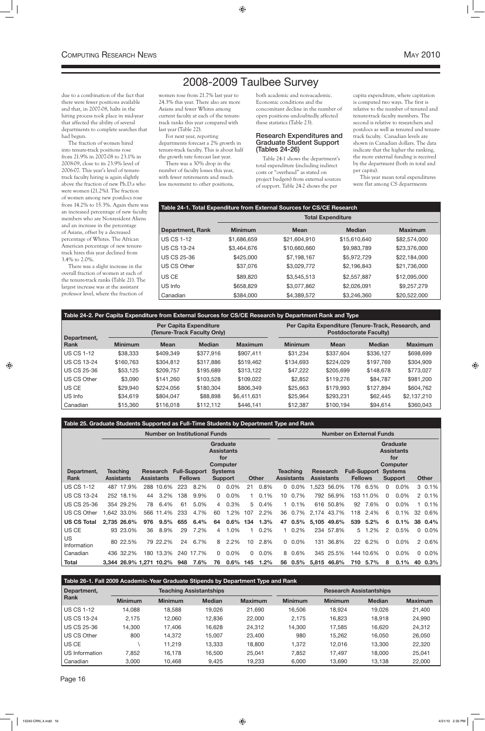# 2008-2009 Taulbee Survey

due to a combination of the fact that there were fewer positions available and that, in 2007-08, halts in the hiring process took place in mid-year that affected the ability of several departments to complete searches that had begun.

The fraction of women hired into tenure-track positions rose from 21.9% in 2007-08 to 23.1% in 2008-09, close to its 23.9% level of 2006-07. This year's level of tenure-track faculty hiring is again slightly above the fraction of new Ph.D.s who were women (21.2%). The fraction of women among new postdocs rose from 14.2% to 15.3%. Again there was an increased percentage of new faculty members who are Nonresident Aliens and an increase in the percentage of Asians, offset by a decreased percentage of Whites. The African American percentage of new tenure-track hires this year declined from 3.4% to 2.0%.

There was a slight increase in the overall fraction of women at each of the tenure-track ranks (Table 21). The largest increase was at the assistant professor level, where the fraction of women rose from 21.7% last year to 24.3% this year. There also are more Asians and fewer Whites among current faculty at each of the tenure-track ranks this year compared with last year (Table 22).

For next year, reporting departments forecast a 2% growth in tenure-track faculty. This is about half the growth rate forecast last year.

There was a 30% drop in the number of faculty losses this year, with fewer retirements and much less movement to other positions, both academic and non-academic. Economic conditions and the concomitant decline in the number of open positions undoubtedly affected these statistics (Table 23).

### Research Expenditures and Graduate Student Support (Tables 24-26)

Table 24-1 shows the department's total expenditure (including indirect costs or "overhead" as stated on project budgets) from external sources of support. Table 24-2 shows the per capita expenditure, where capitation is computed two ways. The first is relative to the number of tenured and tenure-track faculty members. The second is relative to researchers and postdocs as well as tenured and tenure-track faculty. Canadian levels are shown in Canadian dollars. The data indicate that the higher the ranking, the more external funding is received by the department (both in total and per capita).

This year mean total expenditures were flat among CS departments

**Table 24-1. Total Expenditure from External Sources for CS/CE Research**

| | Total Expenditure | | | |
|---|---|---|---|---|
| **Department, Rank** | **Minimum** | **Mean** | **Median** | **Maximum** |
| US CS 1-12 | $1,686,659 | $21,604,910 | $15,610,640 | $82,574,000 |
| US CS 13-24 | $3,464,676 | $10,660,660 | $9,983,789 | $23,376,000 |
| US CS 25-36 | $425,000 | $7,198,167 | $5,972,729 | $22,184,000 |
| US CS Other | $37,076 | $3,029,772 | $2,196,843 | $21,736,000 |
| US CE | $89,820 | $3,545,513 | $2,557,887 | $12,095,000 |
| US Info | $658,829 | $3,077,862 | $2,026,091 | $9,257,279 |
| Canadian | $384,000 | $4,389,572 | $3,246,360 | $20,522,000 |

**Table 24-2. Per Capita Expenditure from External Sources for CS/CE Research by Department Rank and Type**

| Department, Rank | Per Capita Expenditure (Tenure-Track Faculty Only) | | | | Per Capita Expenditure (Tenure-Track, Research, and Postdoctorate Faculty) | | | |
|---|---|---|---|---|---|---|---|---|
| | **Minimum** | **Mean** | **Median** | **Maximum** | **Minimum** | **Mean** | **Median** | **Maximum** |
| US CS 1-12 | $38,333 | $409,349 | $377,916 | $907,411 | $31,234 | $337,604 | $336,127 | $698,699 |
| US CS 13-24 | $160,763 | $304,812 | $317,886 | $519,462 | $134,693 | $224,029 | $197,769 | $304,909 |
| US CS 25-36 | $53,125 | $209,757 | $195,689 | $313,122 | $47,222 | $205,699 | $148,678 | $773,027 |
| US CS Other | $3,090 | $141,260 | $103,528 | $109,022 | $2,852 | $119,276 | $84,787 | $981,200 |
| US CE | $29,940 | $224,056 | $180,304 | $806,349 | $25,663 | $179,993 | $127,894 | $604,762 |
| US Info | $34,619 | $804,047 | $88,898 | $6,411,631 | $25,964 | $293,231 | $62,445 | $2,137,210 |
| Canadian | $15,360 | $116,018 | $112,112 | $446,141 | $12,387 | $100,194 | $94,614 | $360,043 |

**Table 25. Graduate Students Supported as Full-Time Students by Department Type and Rank**

| | Number on Institutional Funds | | | | | | | | | | Number on External Funds | | | | | | | | | |
|---|---|---|---|---|---|---|---|---|---|---|---|---|---|---|---|---|---|---|---|---|
| **Department, Rank** | **Teaching Assistants** | | **Research Assistants** | | **Full-Support Fellows** | | **Graduate Assistants for Computer Systems Support** | | **Other** | | **Teaching Assistants** | | **Research Assistants** | | **Full-Support Fellows** | | **Graduate Assistants for Computer Systems Support** | | **Other** | |
| US CS 1-12 | 487 | 17.9% | 288 | 10.6% | 223 | 8.2% | 0 | 0.0% | 21 | 0.8% | 0 | 0.0% | 1,523 | 56.0% | 176 | 6.5% | 0 | 0.0% | 3 | 0.1% |
| US CS 13-24 | 252 | 18.1% | 44 | 3.2% | 138 | 9.9% | 0 | 0.0% | 1 | 0.1% | 10 | 0.7% | 792 | 56.9% | 153 | 11.0% | 0 | 0.0% | 2 | 0.1% |
| US CS 25-36 | 354 | 29.2% | 78 | 6.4% | 61 | 5.0% | 4 | 0.3% | 5 | 0.4% | 1 | 0.1% | 616 | 50.8% | 92 | 7.6% | 0 | 0.0% | 1 | 0.1% |
| US CS Other | 1,642 | 33.0% | 566 | 11.4% | 233 | 4.7% | 60 | 1.2% | 107 | 2.2% | 36 | 0.7% | 2,174 | 43.7% | 118 | 2.4% | 6 | 0.1% | 32 | 0.6% |
| **US CS Total** | **2,735** | **26.6%** | **976** | **9.5%** | **655** | **6.4%** | **64** | **0.6%** | **134** | **1.3%** | **47** | **0.5%** | **5,105** | **49.6%** | **539** | **5.2%** | **6** | **0.1%** | **38** | **0.4%** |
| US CE | 93 | 23.0% | 36 | 8.9% | 29 | 7.2% | 4 | 1.0% | 1 | 0.2% | 1 | 0.2% | 234 | 57.8% | 5 | 1.2% | 2 | 0.5% | 0 | 0.0% |
| US Information | 80 | 22.5% | 79 | 22.2% | 24 | 6.7% | 8 | 2.2% | 10 | 2.8% | 0 | 0.0% | 131 | 36.8% | 22 | 6.2% | 0 | 0.0% | 2 | 0.6% |
| Canadian | 436 | 32.2% | 180 | 13.3% | 240 | 17.7% | 0 | 0.0% | 0 | 0.0% | 8 | 0.6% | 345 | 25.5% | 144 | 10.6% | 0 | 0.0% | 0 | 0.0% |
| **Total** | **3,344** | **26.9%** | **1,271** | **10.2%** | **948** | **7.6%** | **76** | **0.6%** | **145** | **1.2%** | **56** | **0.5%** | **5,815** | **46.8%** | **710** | **5.7%** | **8** | **0.1%** | **40** | **0.3%** |

**Table 26-1. Fall 2009 Academic-Year Graduate Stipends by Department Type and Rank**

| Department, Rank | Teaching Assistantships | | | | Research Assistantships | | | |
|---|---|---|---|---|---|---|---|---|
| | **Minimum** | **Minimum** | **Median** | **Maximum** | **Minimum** | **Minimum** | **Median** | **Maximum** |
| US CS 1-12 | 14,088 | 18,588 | 19,026 | 21,690 | 16,506 | 18,924 | 19,026 | 21,400 |
| US CS 13-24 | 2,175 | 12,060 | 12,836 | 22,000 | 2,175 | 16,823 | 18,918 | 24,990 |
| US CS 25-36 | 14,300 | 17,406 | 16,628 | 24,312 | 14,300 | 17,585 | 16,620 | 24,312 |
| US CS Other | 800 | 14,372 | 15,007 | 23,400 | 980 | 15,262 | 16,050 | 26,050 |
| US CE | \ | 11,219 | 13,333 | 18,800 | 1,372 | 12,016 | 13,300 | 22,320 |
| US Information | 7,852 | 16,178 | 16,500 | 25,041 | 7,852 | 17,497 | 18,000 | 25,041 |
| Canadian | 3,000 | 10,468 | 9,425 | 19,233 | 6,000 | 13,690 | 13,138 | 22,000 |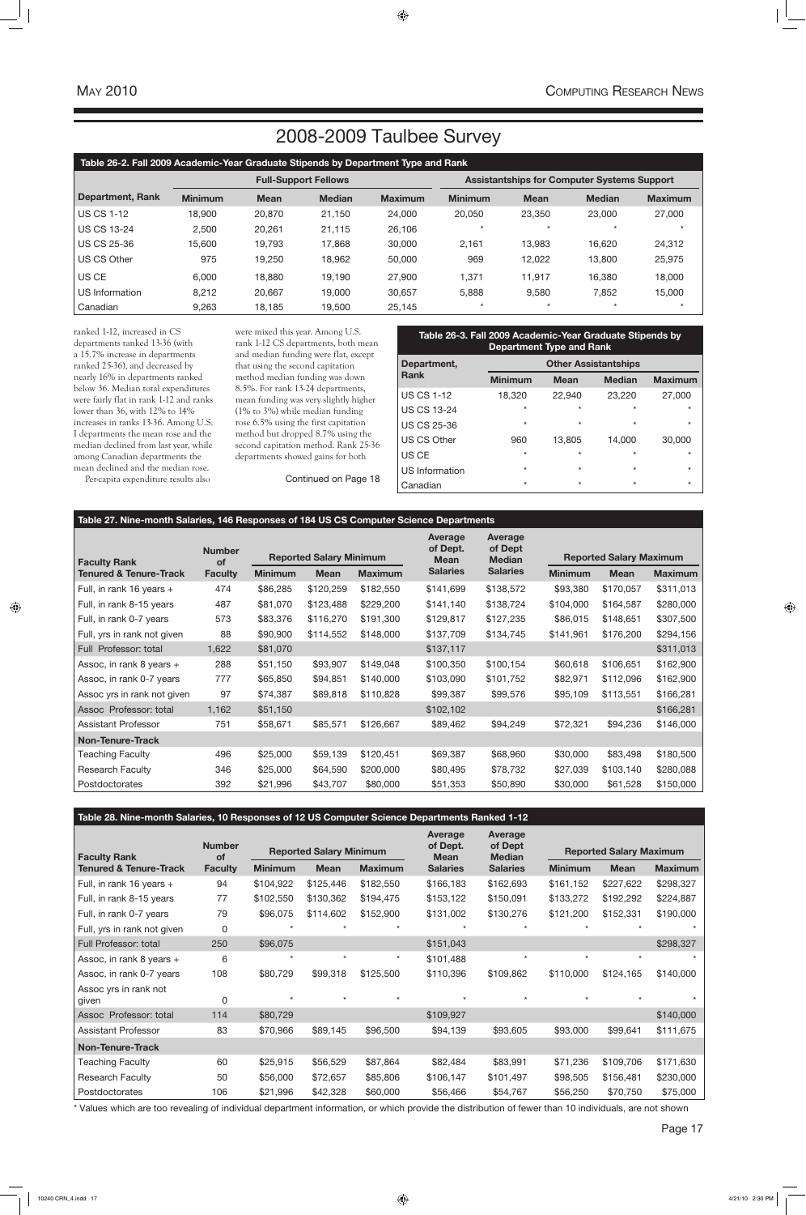# 2008-2009 Taulbee Survey

**Table 26-2. Fall 2009 Academic-Year Graduate Stipends by Department Type and Rank**

| Department, Rank | Full-Support Fellows | | | | Assistantships for Computer Systems Support | | | |
|---|---|---|---|---|---|---|---|---|
| | Minimum | Mean | Median | Maximum | Minimum | Mean | Median | Maximum |
| US CS 1-12 | 18,900 | 20,870 | 21,150 | 24,000 | 20,050 | 23,350 | 23,000 | 27,000 |
| US CS 13-24 | 2,500 | 20,261 | 21,115 | 26,106 | * | * | * | * |
| US CS 25-36 | 15,600 | 19,793 | 17,868 | 30,000 | 2,161 | 13,983 | 16,620 | 24,312 |
| US CS Other | 975 | 19,250 | 18,962 | 50,000 | 969 | 12,022 | 13,800 | 25,975 |
| US CE | 6,000 | 18,880 | 19,190 | 27,900 | 1,371 | 11,917 | 16,380 | 18,000 |
| US Information | 8,212 | 20,667 | 19,000 | 30,657 | 5,888 | 9,580 | 7,852 | 15,000 |
| Canadian | 9,263 | 18,185 | 19,500 | 25,145 | * | * | * | * |

ranked 1-12, increased in CS departments ranked 13-36 (with a 15.7% increase in departments ranked 25-36), and decreased by nearly 16% in departments ranked below 36. Median total expenditures were fairly flat in rank 1-12 and ranks lower than 36, with 12% to 14% increases in ranks 13-36. Among U.S. I departments the mean rose and the median declined from last year, while among Canadian departments the mean declined and the median rose.

Per-capita expenditure results also were mixed this year. Among U.S. rank 1-12 CS departments, both mean and median funding were flat, except that using the second capitation method median funding was down 8.5%. For rank 13-24 departments, mean funding was very slightly higher (1% to 3%) while median funding rose 6.5% using the first capitation method but dropped 8.7% using the second capitation method. Rank 25-36 departments showed gains for both

Continued on Page 18

**Table 26-3. Fall 2009 Academic-Year Graduate Stipends by Department Type and Rank**

| Department, Rank | Other Assistantships | | | |
|---|---|---|---|---|
| | Minimum | Mean | Median | Maximum |
| US CS 1-12 | 18,320 | 22,940 | 23,220 | 27,000 |
| US CS 13-24 | * | * | * | * |
| US CS 25-36 | * | * | * | * |
| US CS Other | 960 | 13,805 | 14,000 | 30,000 |
| US CE | * | * | * | * |
| US Information | * | * | * | * |
| Canadian | * | * | * | * |

**Table 27. Nine-month Salaries, 146 Responses of 184 US CS Computer Science Departments**

| Faculty Rank<br>Tenured & Tenure-Track | Number of Faculty | Reported Salary Minimum | | | Average of Dept. Mean Salaries | Average of Dept Median Salaries | Reported Salary Maximum | | |
|---|---|---|---|---|---|---|---|---|---|
| | | Minimum | Mean | Maximum | | | Minimum | Mean | Maximum |
| Full, in rank 16 years + | 474 | $86,285 | $120,259 | $182,550 | $141,699 | $138,572 | $93,380 | $170,057 | $311,013 |
| Full, in rank 8-15 years | 487 | $81,070 | $123,488 | $229,200 | $141,140 | $138,724 | $104,000 | $164,587 | $280,000 |
| Full, in rank 0-7 years | 573 | $83,376 | $116,270 | $191,300 | $129,817 | $127,235 | $86,015 | $148,651 | $307,500 |
| Full, yrs in rank not given | 88 | $90,900 | $114,552 | $148,000 | $137,709 | $134,745 | $141,961 | $176,200 | $294,156 |
| Full Professor: total | 1,622 | $81,070 | | | $137,117 | | | | $311,013 |
| Assoc, in rank 8 years + | 288 | $51,150 | $93,907 | $149,048 | $100,350 | $100,154 | $60,618 | $106,651 | $162,900 |
| Assoc, in rank 0-7 years | 777 | $65,850 | $94,851 | $140,000 | $103,090 | $101,752 | $82,971 | $112,096 | $162,900 |
| Assoc yrs in rank not given | 97 | $74,387 | $89,818 | $110,828 | $99,387 | $99,576 | $95,109 | $113,551 | $166,281 |
| Assoc Professor: total | 1,162 | $51,150 | | | $102,102 | | | | $166,281 |
| Assistant Professor | 751 | $58,671 | $85,571 | $126,667 | $89,462 | $94,249 | $72,321 | $94,236 | $146,000 |
| **Non-Tenure-Track** | | | | | | | | | |
| Teaching Faculty | 496 | $25,000 | $59,139 | $120,451 | $69,387 | $68,960 | $30,000 | $83,498 | $180,500 |
| Research Faculty | 346 | $25,000 | $64,590 | $200,000 | $80,495 | $78,732 | $27,039 | $103,140 | $280,088 |
| Postdoctorates | 392 | $21,996 | $43,707 | $80,000 | $51,353 | $50,890 | $30,000 | $61,528 | $150,000 |

**Table 28. Nine-month Salaries, 10 Responses of 12 US Computer Science Departments Ranked 1-12**

| Faculty Rank<br>Tenured & Tenure-Track | Number of Faculty | Reported Salary Minimum | | | Average of Dept. Mean Salaries | Average of Dept Median Salaries | Reported Salary Maximum | | |
|---|---|---|---|---|---|---|---|---|---|
| | | Minimum | Mean | Maximum | | | Minimum | Mean | Maximum |
| Full, in rank 16 years + | 94 | $104,922 | $125,446 | $182,550 | $166,183 | $162,693 | $161,152 | $227,622 | $298,327 |
| Full, in rank 8-15 years | 77 | $102,550 | $130,362 | $194,475 | $153,122 | $150,091 | $133,272 | $192,292 | $224,887 |
| Full, in rank 0-7 years | 79 | $96,075 | $114,602 | $152,900 | $131,002 | $130,276 | $121,200 | $152,331 | $190,000 |
| Full, yrs in rank not given | 0 | * | * | * | * | * | * | * | * |
| Full Professor: total | 250 | $96,075 | | | $151,043 | | | | $298,327 |
| Assoc, in rank 8 years + | 6 | * | * | * | $101,488 | * | * | * | * |
| Assoc, in rank 0-7 years | 108 | $80,729 | $99,318 | $125,500 | $110,396 | $109,862 | $110,000 | $124,165 | $140,000 |
| Assoc yrs in rank not given | 0 | * | * | * | * | * | * | * | * |
| Assoc Professor: total | 114 | $80,729 | | | $109,927 | | | | $140,000 |
| Assistant Professor | 83 | $70,966 | $89,145 | $96,500 | $94,139 | $93,605 | $93,000 | $99,641 | $111,675 |
| **Non-Tenure-Track** | | | | | | | | | |
| Teaching Faculty | 60 | $25,915 | $56,529 | $87,864 | $82,484 | $83,991 | $71,236 | $109,706 | $171,630 |
| Research Faculty | 50 | $56,000 | $72,657 | $85,806 | $106,147 | $101,497 | $98,505 | $156,481 | $230,000 |
| Postdoctorates | 106 | $21,996 | $42,328 | $60,000 | $56,466 | $54,767 | $56,250 | $70,750 | $75,000 |

\* Values which are too revealing of individual department information, or which provide the distribution of fewer than 10 individuals, are not shown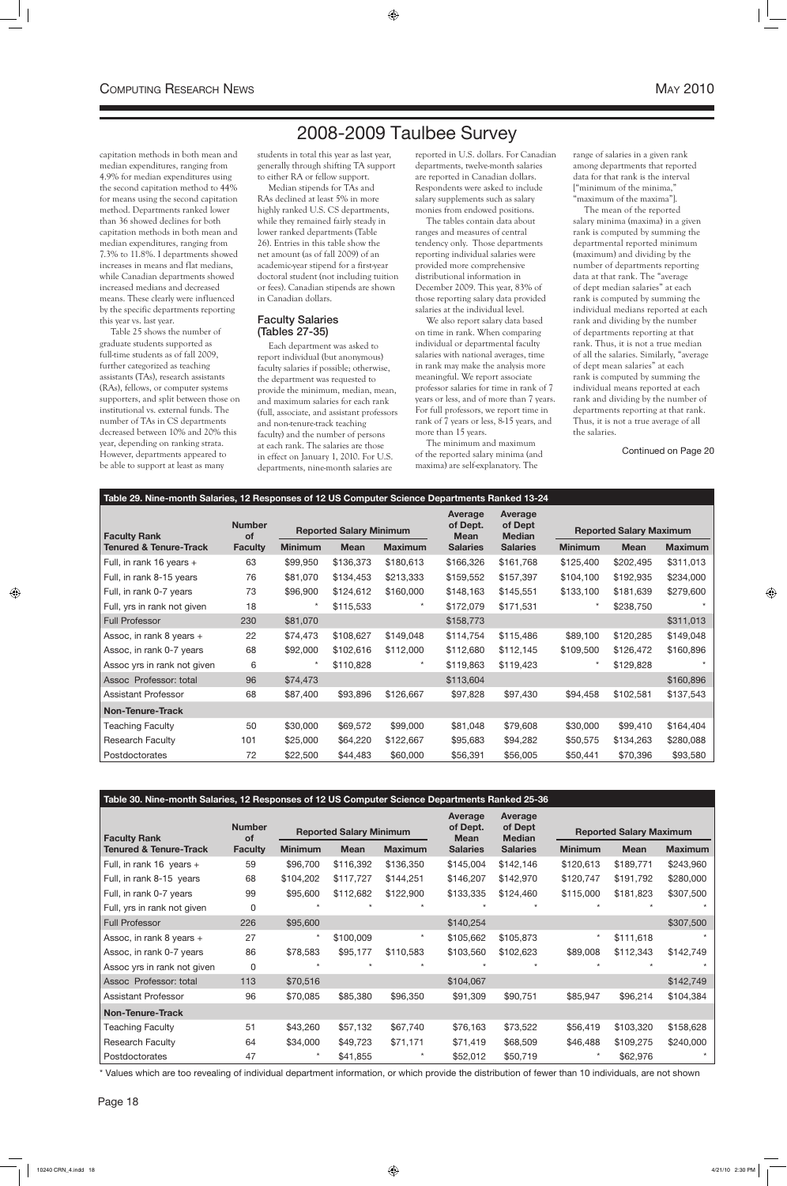# 2008-2009 Taulbee Survey

capitation methods in both mean and median expenditures, ranging from 4.9% for median expenditures using the second capitation method to 44% for means using the second capitation method. Departments ranked lower than 36 showed declines for both capitation methods in both mean and median expenditures, ranging from 7.3% to 11.8%. I departments showed increases in means and flat medians, while Canadian departments showed increased medians and decreased means. These clearly were influenced by the specific departments reporting this year vs. last year.

Table 25 shows the number of graduate students supported as full-time students as of fall 2009, further categorized as teaching assistants (TAs), research assistants (RAs), fellows, or computer systems supporters, and split between those on institutional vs. external funds. The number of TAs in CS departments decreased between 10% and 20% this year, depending on ranking strata. However, departments appeared to be able to support at least as many students in total this year as last year, generally through shifting TA support to either RA or fellow support.

Median stipends for TAs and RAs declined at least 5% in more highly ranked U.S. CS departments, while they remained fairly steady in lower ranked departments (Table 26). Entries in this table show the net amount (as of fall 2009) of an academic-year stipend for a first-year doctoral student (not including tuition or fees). Canadian stipends are shown in Canadian dollars.

## Faculty Salaries (Tables 27-35)

Each department was asked to report individual (but anonymous) faculty salaries if possible; otherwise, the department was requested to provide the minimum, median, mean, and maximum salaries for each rank (full, associate, and assistant professors and non-tenure-track teaching faculty) and the number of persons at each rank. The salaries are those in effect on January 1, 2010. For U.S. departments, nine-month salaries are reported in U.S. dollars. For Canadian departments, twelve-month salaries are reported in Canadian dollars. Respondents were asked to include salary supplements such as salary monies from endowed positions.

The tables contain data about ranges and measures of central tendency only. Those departments reporting individual salaries were provided more comprehensive distributional information in December 2009. This year, 83% of those reporting salary data provided salaries at the individual level.

We also report salary data based on time in rank. When comparing individual or departmental faculty salaries with national averages, time in rank may make the analysis more meaningful. We report associate professor salaries for time in rank of 7 years or less, and of more than 7 years. For full professors, we report time in rank of 7 years or less, 8-15 years, and more than 15 years.

The minimum and maximum of the reported salary minima (and maxima) are self-explanatory. The range of salaries in a given rank among departments that reported data for that rank is the interval ["minimum of the minima," "maximum of the maxima"].

The mean of the reported salary minima (maxima) in a given rank is computed by summing the departmental reported minimum (maximum) and dividing by the number of departments reporting data at that rank. The "average of dept median salaries" at each rank is computed by summing the individual medians reported at each rank and dividing by the number of departments reporting at that rank. Thus, it is not a true median of all the salaries. Similarly, "average of dept mean salaries" at each rank is computed by summing the individual means reported at each rank and dividing by the number of departments reporting at that rank. Thus, it is not a true average of all the salaries.

Continued on Page 20

**Table 29. Nine-month Salaries, 12 Responses of 12 US Computer Science Departments Ranked 13-24**

| Faculty Rank | Number of | Reported Salary Minimum | | | Average of Dept. Mean | Average of Dept Median | Reported Salary Maximum | | |
|---|---|---|---|---|---|---|---|---|---|
| Tenured & Tenure-Track | Faculty | Minimum | Mean | Maximum | Salaries | Salaries | Minimum | Mean | Maximum |
| Full, in rank 16 years + | 63 | $99,950 | $136,373 | $180,613 | $166,326 | $161,768 | $125,400 | $202,495 | $311,013 |
| Full, in rank 8-15 years | 76 | $81,070 | $134,453 | $213,333 | $159,552 | $157,397 | $104,100 | $192,935 | $234,000 |
| Full, in rank 0-7 years | 73 | $96,900 | $124,612 | $160,000 | $148,163 | $145,551 | $133,100 | $181,639 | $279,600 |
| Full, yrs in rank not given | 18 | * | $115,533 | * | $172,079 | $171,531 | * | $238,750 | * |
| Full Professor | 230 | $81,070 | | | $158,773 | | | | $311,013 |
| Assoc, in rank 8 years + | 22 | $74,473 | $108,627 | $149,048 | $114,754 | $115,486 | $89,100 | $120,285 | $149,048 |
| Assoc, in rank 0-7 years | 68 | $92,000 | $102,616 | $112,000 | $112,680 | $112,145 | $109,500 | $126,472 | $160,896 |
| Assoc yrs in rank not given | 6 | * | $110,828 | * | $119,863 | $119,423 | * | $129,828 | * |
| Assoc Professor: total | 96 | $74,473 | | | $113,604 | | | | $160,896 |
| Assistant Professor | 68 | $87,400 | $93,896 | $126,667 | $97,828 | $97,430 | $94,458 | $102,581 | $137,543 |
| **Non-Tenure-Track** | | | | | | | | | |
| Teaching Faculty | 50 | $30,000 | $69,572 | $99,000 | $81,048 | $79,608 | $30,000 | $99,410 | $164,404 |
| Research Faculty | 101 | $25,000 | $64,220 | $122,667 | $95,683 | $94,282 | $50,575 | $134,263 | $280,088 |
| Postdoctorates | 72 | $22,500 | $44,483 | $60,000 | $56,391 | $56,005 | $50,441 | $70,396 | $93,580 |

**Table 30. Nine-month Salaries, 12 Responses of 12 US Computer Science Departments Ranked 25-36**

| Faculty Rank | Number of | Reported Salary Minimum | | | Average of Dept. Mean | Average of Dept Median | Reported Salary Maximum | | |
|---|---|---|---|---|---|---|---|---|---|
| Tenured & Tenure-Track | Faculty | Minimum | Mean | Maximum | Salaries | Salaries | Minimum | Mean | Maximum |
| Full, in rank 16 years + | 59 | $96,700 | $116,392 | $136,350 | $145,004 | $142,146 | $120,613 | $189,771 | $243,960 |
| Full, in rank 8-15 years | 68 | $104,202 | $117,727 | $144,251 | $146,207 | $142,970 | $120,747 | $191,792 | $280,000 |
| Full, in rank 0-7 years | 99 | $95,600 | $112,682 | $122,900 | $133,335 | $124,460 | $115,000 | $181,823 | $307,500 |
| Full, yrs in rank not given | 0 | * | * | * | * | * | * | * | * |
| Full Professor | 226 | $95,600 | | | $140,254 | | | | $307,500 |
| Assoc, in rank 8 years + | 27 | * | $100,009 | * | $105,662 | $105,873 | * | $111,618 | * |
| Assoc, in rank 0-7 years | 86 | $78,583 | $95,177 | $110,583 | $103,560 | $102,623 | $89,008 | $112,343 | $142,749 |
| Assoc yrs in rank not given | 0 | * | * | * | * | * | * | * | * |
| Assoc Professor: total | 113 | $70,516 | | | $104,067 | | | | $142,749 |
| Assistant Professor | 96 | $70,085 | $85,380 | $96,350 | $91,309 | $90,751 | $85,947 | $96,214 | $104,384 |
| **Non-Tenure-Track** | | | | | | | | | |
| Teaching Faculty | 51 | $43,260 | $57,132 | $67,740 | $76,163 | $73,522 | $56,419 | $103,320 | $158,628 |
| Research Faculty | 64 | $34,000 | $49,723 | $71,171 | $71,419 | $68,509 | $46,488 | $109,275 | $240,000 |
| Postdoctorates | 47 | * | $41,855 | * | $52,012 | $50,719 | * | $62,976 | * |

* Values which are too revealing of individual department information, or which provide the distribution of fewer than 10 individuals, are not shown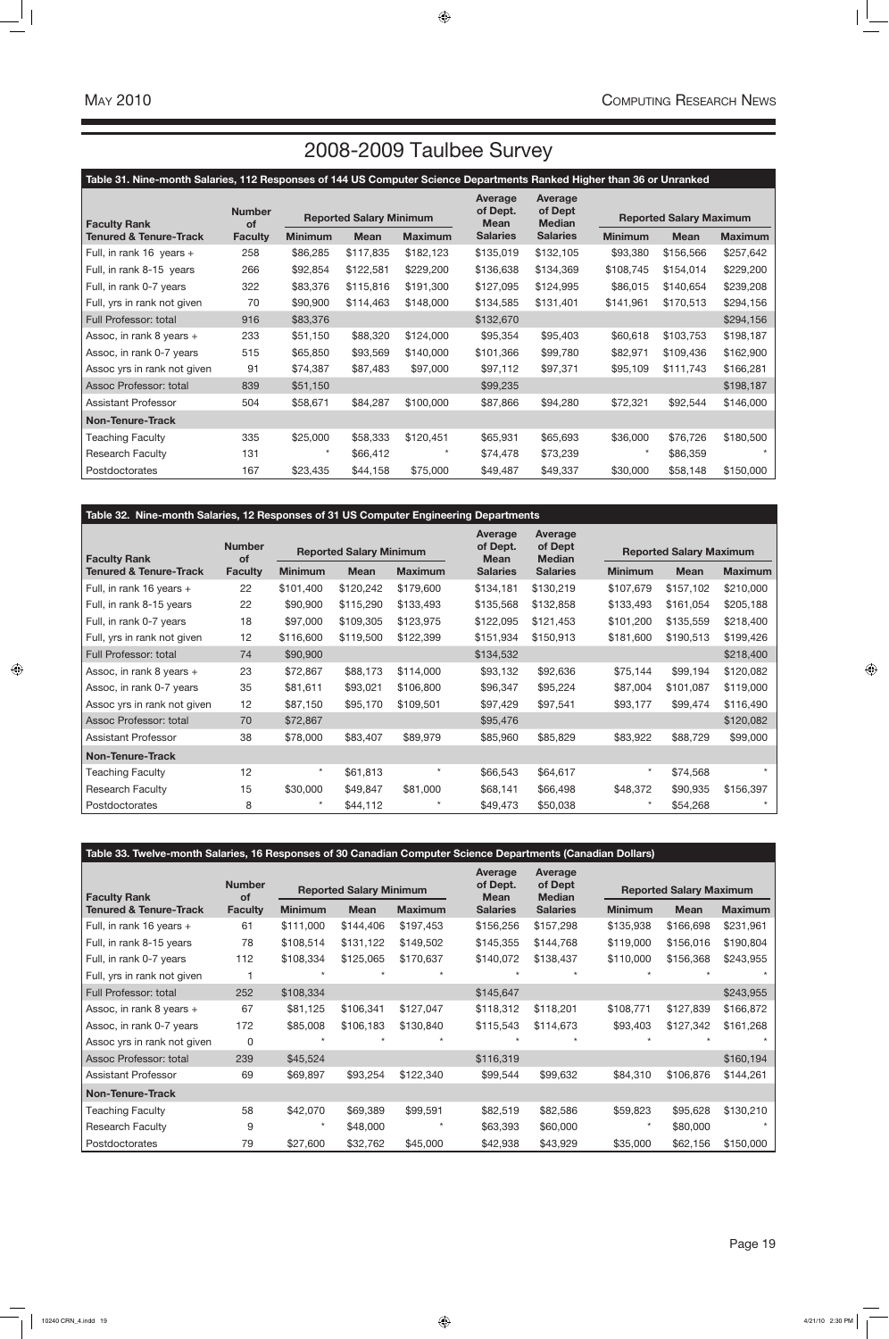# 2008-2009 Taulbee Survey

**Table 31. Nine-month Salaries, 112 Responses of 144 US Computer Science Departments Ranked Higher than 36 or Unranked**

| Faculty Rank | Number of | Reported Salary Minimum | | | Average of Dept. Mean | Average of Dept Median | Reported Salary Maximum | | |
|---|---|---|---|---|---|---|---|---|---|
| Tenured & Tenure-Track | Faculty | Minimum | Mean | Maximum | Salaries | Salaries | Minimum | Mean | Maximum |
| Full, in rank 16 years + | 258 | $86,285 | $117,835 | $182,123 | $135,019 | $132,105 | $93,380 | $156,566 | $257,642 |
| Full, in rank 8-15 years | 266 | $92,854 | $122,581 | $229,200 | $136,638 | $134,369 | $108,745 | $154,014 | $229,200 |
| Full, in rank 0-7 years | 322 | $83,376 | $115,816 | $191,300 | $127,095 | $124,995 | $86,015 | $140,654 | $239,208 |
| Full, yrs in rank not given | 70 | $90,900 | $114,463 | $148,000 | $134,585 | $131,401 | $141,961 | $170,513 | $294,156 |
| Full Professor: total | 916 | $83,376 | | | $132,670 | | | | $294,156 |
| Assoc, in rank 8 years + | 233 | $51,150 | $88,320 | $124,000 | $95,354 | $95,403 | $60,618 | $103,753 | $198,187 |
| Assoc, in rank 0-7 years | 515 | $65,850 | $93,569 | $140,000 | $101,366 | $99,780 | $82,971 | $109,436 | $162,900 |
| Assoc yrs in rank not given | 91 | $74,387 | $87,483 | $97,000 | $97,112 | $97,371 | $95,109 | $111,743 | $166,281 |
| Assoc Professor: total | 839 | $51,150 | | | $99,235 | | | | $198,187 |
| Assistant Professor | 504 | $58,671 | $84,287 | $100,000 | $87,866 | $94,280 | $72,321 | $92,544 | $146,000 |
| **Non-Tenure-Track** | | | | | | | | | |
| Teaching Faculty | 335 | $25,000 | $58,333 | $120,451 | $65,931 | $65,693 | $36,000 | $76,726 | $180,500 |
| Research Faculty | 131 | * | $66,412 | * | $74,478 | $73,239 | * | $86,359 | * |
| Postdoctorates | 167 | $23,435 | $44,158 | $75,000 | $49,487 | $49,337 | $30,000 | $58,148 | $150,000 |

**Table 32. Nine-month Salaries, 12 Responses of 31 US Computer Engineering Departments**

| Faculty Rank | Number of | Reported Salary Minimum | | | Average of Dept. Mean | Average of Dept Median | Reported Salary Maximum | | |
|---|---|---|---|---|---|---|---|---|---|
| Tenured & Tenure-Track | Faculty | Minimum | Mean | Maximum | Salaries | Salaries | Minimum | Mean | Maximum |
| Full, in rank 16 years + | 22 | $101,400 | $120,242 | $179,600 | $134,181 | $130,219 | $107,679 | $157,102 | $210,000 |
| Full, in rank 8-15 years | 22 | $90,900 | $115,290 | $133,493 | $135,568 | $132,858 | $133,493 | $161,054 | $205,188 |
| Full, in rank 0-7 years | 18 | $97,000 | $109,305 | $123,975 | $122,095 | $121,453 | $101,200 | $135,559 | $218,400 |
| Full, yrs in rank not given | 12 | $116,600 | $119,500 | $122,399 | $151,934 | $150,913 | $181,600 | $190,513 | $199,426 |
| Full Professor: total | 74 | $90,900 | | | $134,532 | | | | $218,400 |
| Assoc, in rank 8 years + | 23 | $72,867 | $88,173 | $114,000 | $93,132 | $92,636 | $75,144 | $99,194 | $120,082 |
| Assoc, in rank 0-7 years | 35 | $81,611 | $93,021 | $106,800 | $96,347 | $95,224 | $87,004 | $101,087 | $119,000 |
| Assoc yrs in rank not given | 12 | $87,150 | $95,170 | $109,501 | $97,429 | $97,541 | $93,177 | $99,474 | $116,490 |
| Assoc Professor: total | 70 | $72,867 | | | $95,476 | | | | $120,082 |
| Assistant Professor | 38 | $78,000 | $83,407 | $89,979 | $85,960 | $85,829 | $83,922 | $88,729 | $99,000 |
| **Non-Tenure-Track** | | | | | | | | | |
| Teaching Faculty | 12 | * | $61,813 | * | $66,543 | $64,617 | * | $74,568 | * |
| Research Faculty | 15 | $30,000 | $49,847 | $81,000 | $68,141 | $66,498 | $48,372 | $90,935 | $156,397 |
| Postdoctorates | 8 | * | $44,112 | * | $49,473 | $50,038 | * | $54,268 | * |

**Table 33. Twelve-month Salaries, 16 Responses of 30 Canadian Computer Science Departments (Canadian Dollars)**

| Faculty Rank | Number of | Reported Salary Minimum | | | Average of Dept. Mean | Average of Dept Median | Reported Salary Maximum | | |
|---|---|---|---|---|---|---|---|---|---|
| Tenured & Tenure-Track | Faculty | Minimum | Mean | Maximum | Salaries | Salaries | Minimum | Mean | Maximum |
| Full, in rank 16 years + | 61 | $111,000 | $144,406 | $197,453 | $156,256 | $157,298 | $135,938 | $166,698 | $231,961 |
| Full, in rank 8-15 years | 78 | $108,514 | $131,122 | $149,502 | $145,355 | $144,768 | $119,000 | $156,016 | $190,804 |
| Full, in rank 0-7 years | 112 | $108,334 | $125,065 | $170,637 | $140,072 | $138,437 | $110,000 | $156,368 | $243,955 |
| Full, yrs in rank not given | 1 | * | * | * | * | * | * | * | * |
| Full Professor: total | 252 | $108,334 | | | $145,647 | | | | $243,955 |
| Assoc, in rank 8 years + | 67 | $81,125 | $106,341 | $127,047 | $118,312 | $118,201 | $108,771 | $127,839 | $166,872 |
| Assoc, in rank 0-7 years | 172 | $85,008 | $106,183 | $130,840 | $115,543 | $114,673 | $93,403 | $127,342 | $161,268 |
| Assoc yrs in rank not given | 0 | * | * | * | * | * | * | * | * |
| Assoc Professor: total | 239 | $45,524 | | | $116,319 | | | | $160,194 |
| Assistant Professor | 69 | $69,897 | $93,254 | $122,340 | $99,544 | $99,632 | $84,310 | $106,876 | $144,261 |
| **Non-Tenure-Track** | | | | | | | | | |
| Teaching Faculty | 58 | $42,070 | $69,389 | $99,591 | $82,519 | $82,586 | $59,823 | $95,628 | $130,210 |
| Research Faculty | 9 | * | $48,000 | * | $63,393 | $60,000 | * | $80,000 | * |
| Postdoctorates | 79 | $27,600 | $32,762 | $45,000 | $42,938 | $43,929 | $35,000 | $62,156 | $150,000 |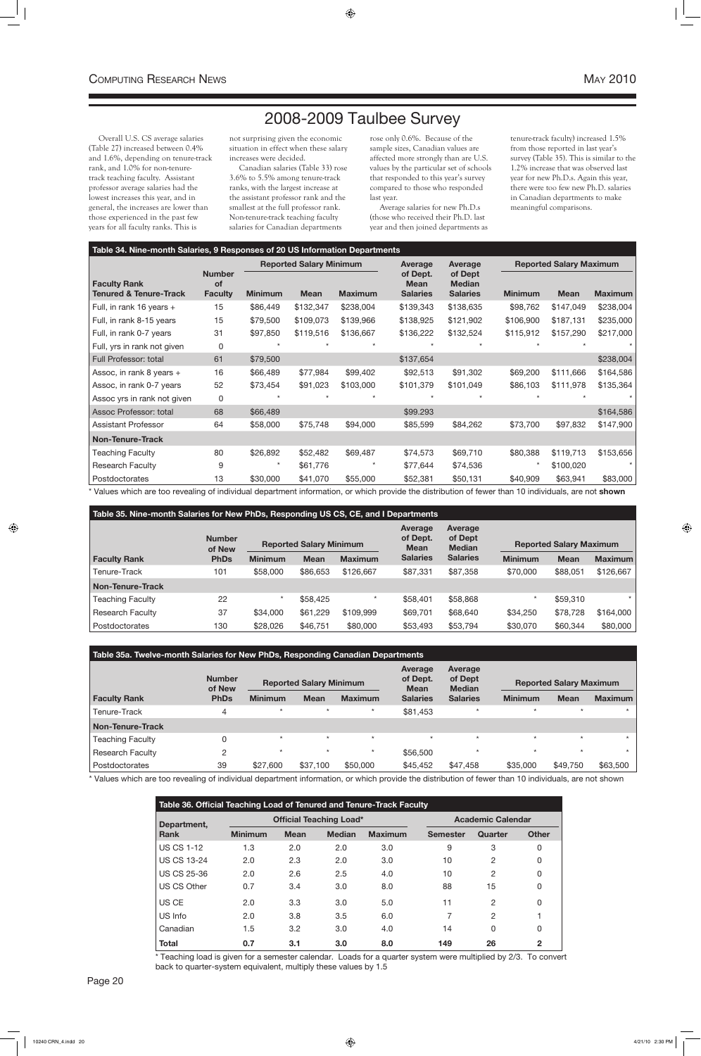# 2008-2009 Taulbee Survey

Overall U.S. CS average salaries (Table 27) increased between 0.4% and 1.6%, depending on tenure-track rank, and 1.0% for non-tenure-track teaching faculty. Assistant professor average salaries had the lowest increases this year, and in general, the increases are lower than those experienced in the past few years for all faculty ranks. This is not surprising given the economic situation in effect when these salary increases were decided.

Canadian salaries (Table 33) rose 3.6% to 5.5% among tenure-track ranks, with the largest increase at the assistant professor rank and the smallest at the full professor rank. Non-tenure-track teaching faculty salaries for Canadian departments rose only 0.6%. Because of the sample sizes, Canadian values are affected more strongly than are U.S. values by the particular set of schools that responded to this year's survey compared to those who responded last year.

Average salaries for new Ph.D.s (those who received their Ph.D. last year and then joined departments as tenure-track faculty) increased 1.5% from those reported in last year's survey (Table 35). This is similar to the 1.2% increase that was observed last year for new Ph.D.s. Again this year, there were too few new Ph.D. salaries in Canadian departments to make meaningful comparisons.

**Table 34. Nine-month Salaries, 9 Responses of 20 US Information Departments**

| Faculty Rank Tenured & Tenure-Track | Number of Faculty | Reported Salary Minimum | | | Average of Dept. Mean Salaries | Average of Dept Median Salaries | Reported Salary Maximum | | |
|---|---|---|---|---|---|---|---|---|---|
| | | Minimum | Mean | Maximum | | | Minimum | Mean | Maximum |
| Full, in rank 16 years + | 15 | $86,449 | $132,347 | $238,004 | $139,343 | $138,635 | $98,762 | $147,049 | $238,004 |
| Full, in rank 8-15 years | 15 | $79,500 | $109,073 | $139,966 | $138,925 | $121,902 | $106,900 | $187,131 | $235,000 |
| Full, in rank 0-7 years | 31 | $97,850 | $119,516 | $136,667 | $136,222 | $132,524 | $115,912 | $157,290 | $217,000 |
| Full, yrs in rank not given | 0 | * | * | * | * | * | * | * | * |
| Full Professor: total | 61 | $79,500 | | | $137,654 | | | | $238,004 |
| Assoc, in rank 8 years + | 16 | $66,489 | $77,984 | $99,402 | $92,513 | $91,302 | $69,200 | $111,666 | $164,586 |
| Assoc, in rank 0-7 years | 52 | $73,454 | $91,023 | $103,000 | $101,379 | $101,049 | $86,103 | $111,978 | $135,364 |
| Assoc yrs in rank not given | 0 | * | * | * | * | * | * | * | * |
| Assoc Professor: total | 68 | $66,489 | | | $99.293 | | | | $164,586 |
| Assistant Professor | 64 | $58,000 | $75,748 | $94,000 | $85,599 | $84,262 | $73,700 | $97,832 | $147,900 |
| **Non-Tenure-Track** | | | | | | | | | |
| Teaching Faculty | 80 | $26,892 | $52,482 | $69,487 | $74,573 | $69,710 | $80,388 | $119,713 | $153,656 |
| Research Faculty | 9 | * | $61,776 | * | $77,644 | $74,536 | * | $100,020 | * |
| Postdoctorates | 13 | $30,000 | $41,070 | $55,000 | $52,381 | $50,131 | $40,909 | $63,941 | $83,000 |

* Values which are too revealing of individual department information, or which provide the distribution of fewer than 10 individuals, are not **shown**

**Table 35. Nine-month Salaries for New PhDs, Responding US CS, CE, and I Departments**

| Faculty Rank | Number of New PhDs | Reported Salary Minimum | | | Average of Dept. Mean Salaries | Average of Dept Median Salaries | Reported Salary Maximum | | |
|---|---|---|---|---|---|---|---|---|---|
| | | Minimum | Mean | Maximum | | | Minimum | Mean | Maximum |
| Tenure-Track | 101 | $58,000 | $86,653 | $126,667 | $87,331 | $87,358 | $70,000 | $88,051 | $126,667 |
| **Non-Tenure-Track** | | | | | | | | | |
| Teaching Faculty | 22 | * | $58,425 | * | $58,401 | $58,868 | * | $59,310 | * |
| Research Faculty | 37 | $34,000 | $61,229 | $109,999 | $69,701 | $68,640 | $34,250 | $78,728 | $164,000 |
| Postdoctorates | 130 | $28,026 | $46,751 | $80,000 | $53,493 | $53,794 | $30,070 | $60,344 | $80,000 |

**Table 35a. Twelve-month Salaries for New PhDs, Responding Canadian Departments**

| Faculty Rank | Number of New PhDs | Reported Salary Minimum | | | Average of Dept. Mean Salaries | Average of Dept Median Salaries | Reported Salary Maximum | | |
|---|---|---|---|---|---|---|---|---|---|
| | | Minimum | Mean | Maximum | | | Minimum | Mean | Maximum |
| Tenure-Track | 4 | * | * | * | $81,453 | * | * | * | * |
| **Non-Tenure-Track** | | | | | | | | | |
| Teaching Faculty | 0 | * | * | * | * | * | * | * | * |
| Research Faculty | 2 | * | * | * | $56,500 | * | * | * | * |
| Postdoctorates | 39 | $27,600 | $37,100 | $50,000 | $45,452 | $47,458 | $35,000 | $49,750 | $63,500 |

* Values which are too revealing of individual department information, or which provide the distribution of fewer than 10 individuals, are not shown

**Table 36. Official Teaching Load of Tenured and Tenure-Track Faculty**

| Department, Rank | Official Teaching Load* | | | | Academic Calendar | | |
|---|---|---|---|---|---|---|---|
| | Minimum | Mean | Median | Maximum | Semester | Quarter | Other |
| US CS 1-12 | 1.3 | 2.0 | 2.0 | 3.0 | 9 | 3 | 0 |
| US CS 13-24 | 2.0 | 2.3 | 2.0 | 3.0 | 10 | 2 | 0 |
| US CS 25-36 | 2.0 | 2.6 | 2.5 | 4.0 | 10 | 2 | 0 |
| US CS Other | 0.7 | 3.4 | 3.0 | 8.0 | 88 | 15 | 0 |
| US CE | 2.0 | 3.3 | 3.0 | 5.0 | 11 | 2 | 0 |
| US Info | 2.0 | 3.8 | 3.5 | 6.0 | 7 | 2 | 1 |
| Canadian | 1.5 | 3.2 | 3.0 | 4.0 | 14 | 0 | 0 |
| **Total** | 0.7 | 3.1 | 3.0 | 8.0 | 149 | 26 | 2 |

* Teaching load is given for a semester calendar. Loads for a quarter system were multiplied by 2/3. To convert back to quarter-system equivalent, multiply these values by 1.5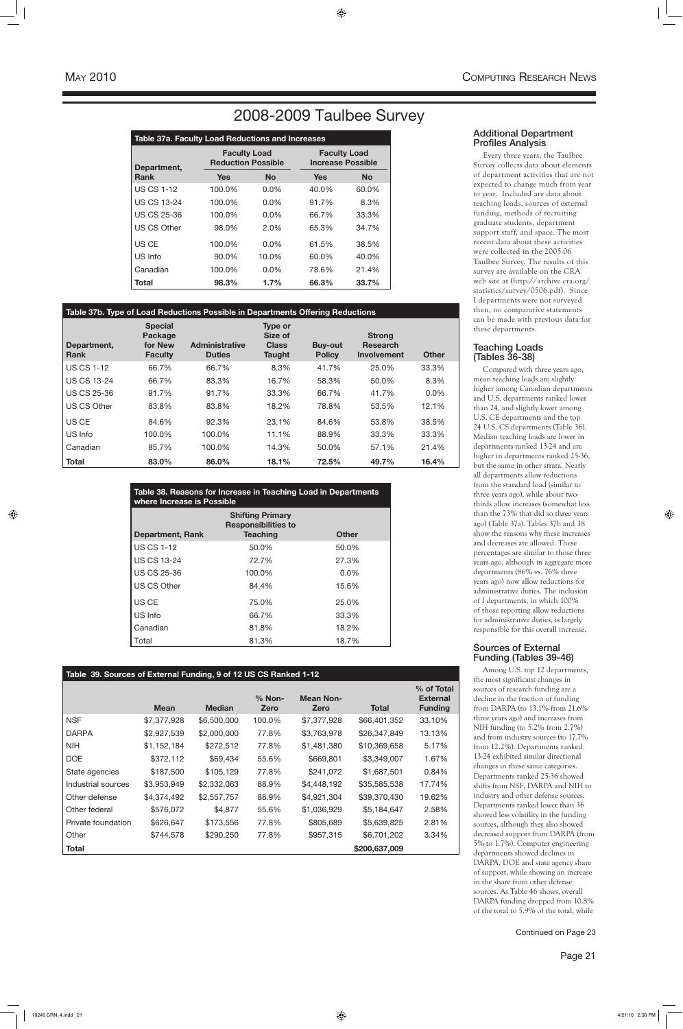# 2008-2009 Taulbee Survey

**Table 37a. Faculty Load Reductions and Increases**

| Department, Rank | Faculty Load Reduction Possible | | Faculty Load Increase Possible | |
|---|---|---|---|---|
| | Yes | No | Yes | No |
| US CS 1-12 | 100.0% | 0.0% | 40.0% | 60.0% |
| US CS 13-24 | 100.0% | 0.0% | 91.7% | 8.3% |
| US CS 25-36 | 100.0% | 0.0% | 66.7% | 33.3% |
| US CS Other | 98.0% | 2.0% | 65.3% | 34.7% |
| US CE | 100.0% | 0.0% | 61.5% | 38.5% |
| US Info | 90.0% | 10.0% | 60.0% | 40.0% |
| Canadian | 100.0% | 0.0% | 78.6% | 21.4% |
| **Total** | **98.3%** | **1.7%** | **66.3%** | **33.7%** |

**Table 37b. Type of Load Reductions Possible in Departments Offering Reductions**

| Department, Rank | Special Package for New Faculty | Administrative Duties | Type or Size of Class Taught | Buy-out Policy | Strong Research Involvement | Other |
|---|---|---|---|---|---|---|
| US CS 1-12 | 66.7% | 66.7% | 8.3% | 41.7% | 25.0% | 33.3% |
| US CS 13-24 | 66.7% | 83.3% | 16.7% | 58.3% | 50.0% | 8.3% |
| US CS 25-36 | 91.7% | 91.7% | 33.3% | 66.7% | 41.7% | 0.0% |
| US CS Other | 83.8% | 83.8% | 18.2% | 78.8% | 53.5% | 12.1% |
| US CE | 84.6% | 92.3% | 23.1% | 84.6% | 53.8% | 38.5% |
| US Info | 100.0% | 100.0% | 11.1% | 88.9% | 33.3% | 33.3% |
| Canadian | 85.7% | 100.0% | 14.3% | 50.0% | 57.1% | 21.4% |
| **Total** | **83.0%** | **86.0%** | **18.1%** | **72.5%** | **49.7%** | **16.4%** |

**Table 38. Reasons for Increase in Teaching Load in Departments where Increase is Possible**

| Department, Rank | Shifting Primary Responsibilities to Teaching | Other |
|---|---|---|
| US CS 1-12 | 50.0% | 50.0% |
| US CS 13-24 | 72.7% | 27.3% |
| US CS 25-36 | 100.0% | 0.0% |
| US CS Other | 84.4% | 15.6% |
| US CE | 75.0% | 25.0% |
| US Info | 66.7% | 33.3% |
| Canadian | 81.8% | 18.2% |
| Total | 81.3% | 18.7% |

**Table 39. Sources of External Funding, 9 of 12 US CS Ranked 1-12**

| | Mean | Median | % Non-Zero | Mean Non-Zero | Total | % of Total External Funding |
|---|---|---|---|---|---|---|
| NSF | $7,377,928 | $6,500,000 | 100.0% | $7,377,928 | $66,401,352 | 33.10% |
| DARPA | $2,927,539 | $2,000,000 | 77.8% | $3,763,978 | $26,347,849 | 13.13% |
| NIH | $1,152,184 | $272,512 | 77.8% | $1,481,380 | $10,369,658 | 5.17% |
| DOE | $372,112 | $69,434 | 55.6% | $669,801 | $3,349,007 | 1.67% |
| State agencies | $187,500 | $105,129 | 77.8% | $241,072 | $1,687,501 | 0.84% |
| Industrial sources | $3,953,949 | $2,332,063 | 88.9% | $4,448,192 | $35,585,538 | 17.74% |
| Other defense | $4,374,492 | $2,557,757 | 88.9% | $4,921,304 | $39,370,430 | 19.62% |
| Other federal | $576,072 | $4,877 | 55.6% | $1,036,929 | $5,184,647 | 2.58% |
| Private foundation | $626,647 | $173,556 | 77.8% | $805,689 | $5,639,825 | 2.81% |
| Other | $744,578 | $290,250 | 77.8% | $957,315 | $6,701,202 | 3.34% |
| **Total** | | | | | **$200,637,009** | |

## Additional Department Profiles Analysis

Every three years, the Taulbee Survey collects data about elements of department activities that are not expected to change much from year to year. Included are data about teaching loads, sources of external funding, methods of recruiting graduate students, department support staff, and space. The most recent data about these activities were collected in the 2005-06 Taulbee Survey. The results of this survey are available on the CRA web site at (http://archive.cra.org/statistics/survey/0506.pdf). Since I departments were not surveyed then, no comparative statements can be made with previous data for these departments.

## Teaching Loads (Tables 36-38)

Compared with three years ago, mean teaching loads are slightly higher among Canadian departments and U.S. departments ranked lower than 24, and slightly lower among U.S. CE departments and the top 24 U.S. CS departments (Table 36). Median teaching loads are lower in departments ranked 13-24 and are higher in departments ranked 25-36, but the same in other strata. Nearly all departments allow reductions from the standard load (similar to three years ago), while about two-thirds allow increases (somewhat less than the 73% that did so three years ago) (Table 37a). Tables 37b and 38 show the reasons why these increases and decreases are allowed. These percentages are similar to those three years ago, although in aggregate more departments (86% vs. 76% three years ago) now allow reductions for administrative duties. The inclusion of I departments, in which 100% of those reporting allow reductions for administrative duties, is largely responsible for this overall increase.

## Sources of External Funding (Tables 39-46)

Among U.S. top 12 departments, the most significant changes in sources of research funding are a decline in the fraction of funding from DARPA (to 13.1% from 21.6% three years ago) and increases from NIH funding (to 5.2% from 2.7%) and from industry sources (to 17.7% from 12.2%). Departments ranked 13-24 exhibited similar directional changes in these same categories. Departments ranked 25-36 showed shifts from NSF, DARPA and NIH to industry and other defense sources. Departments ranked lower than 36 showed less volatility in the funding sources, although they also showed decreased support from DARPA (from 5% to 1.7%). Computer engineering departments showed declines in DARPA, DOE and state agency share of support, while showing an increase in the share from other defense sources. As Table 46 shows, overall DARPA funding dropped from 10.8% of the total to 5.9% of the total, while

Continued on Page 23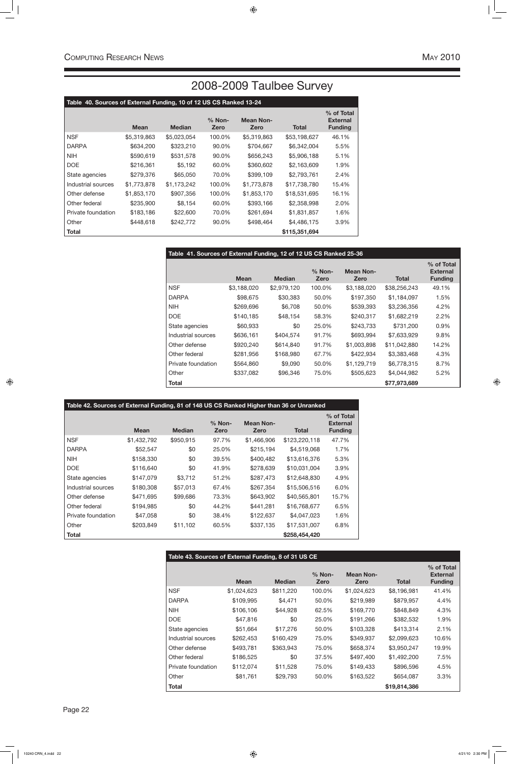# 2008-2009 Taulbee Survey

**Table 40. Sources of External Funding, 10 of 12 US CS Ranked 13-24**

| | Mean | Median | % Non-Zero | Mean Non-Zero | Total | % of Total External Funding |
|---|---|---|---|---|---|---|
| NSF | $5,319,863 | $5,023,054 | 100.0% | $5,319,863 | $53,198,627 | 46.1% |
| DARPA | $634,200 | $323,210 | 90.0% | $704,667 | $6,342,004 | 5.5% |
| NIH | $590,619 | $531,578 | 90.0% | $656,243 | $5,906,188 | 5.1% |
| DOE | $216,361 | $5,192 | 60.0% | $360,602 | $2,163,609 | 1.9% |
| State agencies | $279,376 | $65,050 | 70.0% | $399,109 | $2,793,761 | 2.4% |
| Industrial sources | $1,773,878 | $1,173,242 | 100.0% | $1,773,878 | $17,738,780 | 15.4% |
| Other defense | $1,853,170 | $907,356 | 100.0% | $1,853,170 | $18,531,695 | 16.1% |
| Other federal | $235,900 | $8,154 | 60.0% | $393,166 | $2,358,998 | 2.0% |
| Private foundation | $183,186 | $22,600 | 70.0% | $261,694 | $1,831,857 | 1.6% |
| Other | $448,618 | $242,772 | 90.0% | $498,464 | $4,486,175 | 3.9% |
| **Total** | | | | | $115,351,694 | |

**Table 41. Sources of External Funding, 12 of 12 US CS Ranked 25-36**

| | Mean | Median | % Non-Zero | Mean Non-Zero | Total | % of Total External Funding |
|---|---|---|---|---|---|---|
| NSF | $3,188,020 | $2,979,120 | 100.0% | $3,188,020 | $38,256,243 | 49.1% |
| DARPA | $98,675 | $30,383 | 50.0% | $197,350 | $1,184,097 | 1.5% |
| NIH | $269,696 | $6,708 | 50.0% | $539,393 | $3,236,356 | 4.2% |
| DOE | $140,185 | $48,154 | 58.3% | $240,317 | $1,682,219 | 2.2% |
| State agencies | $60,933 | $0 | 25.0% | $243,733 | $731,200 | 0.9% |
| Industrial sources | $636,161 | $404,574 | 91.7% | $693,994 | $7,633,929 | 9.8% |
| Other defense | $920,240 | $614,840 | 91.7% | $1,003,898 | $11,042,880 | 14.2% |
| Other federal | $281,956 | $168,980 | 67.7% | $422,934 | $3,383,468 | 4.3% |
| Private foundation | $564,860 | $9,090 | 50.0% | $1,129,719 | $6,778,315 | 8.7% |
| Other | $337,082 | $96,346 | 75.0% | $505,623 | $4,044,982 | 5.2% |
| **Total** | | | | | $77,973,689 | |

**Table 42. Sources of External Funding, 81 of 148 US CS Ranked Higher than 36 or Unranked**

| | Mean | Median | % Non-Zero | Mean Non-Zero | Total | % of Total External Funding |
|---|---|---|---|---|---|---|
| NSF | $1,432,792 | $950,915 | 97.7% | $1,466,906 | $123,220,118 | 47.7% |
| DARPA | $52,547 | $0 | 25.0% | $215,194 | $4,519,068 | 1.7% |
| NIH | $158,330 | $0 | 39.5% | $400,482 | $13,616,376 | 5.3% |
| DOE | $116,640 | $0 | 41.9% | $278,639 | $10,031,004 | 3.9% |
| State agencies | $147,079 | $3,712 | 51.2% | $287,473 | $12,648,830 | 4.9% |
| Industrial sources | $180,308 | $57,013 | 67.4% | $267,354 | $15,506,516 | 6.0% |
| Other defense | $471,695 | $99,686 | 73.3% | $643,902 | $40,565,801 | 15.7% |
| Other federal | $194,985 | $0 | 44.2% | $441,281 | $16,768,677 | 6.5% |
| Private foundation | $47,058 | $0 | 38.4% | $122,637 | $4,047,023 | 1.6% |
| Other | $203,849 | $11,102 | 60.5% | $337,135 | $17,531,007 | 6.8% |
| **Total** | | | | | $258,454,420 | |

**Table 43. Sources of External Funding, 8 of 31 US CE**

| | Mean | Median | % Non-Zero | Mean Non-Zero | Total | % of Total External Funding |
|---|---|---|---|---|---|---|
| NSF | $1,024,623 | $811,220 | 100.0% | $1,024,623 | $8,196,981 | 41.4% |
| DARPA | $109,995 | $4,471 | 50.0% | $219,989 | $879,957 | 4.4% |
| NIH | $106,106 | $44,928 | 62.5% | $169,770 | $848,849 | 4.3% |
| DOE | $47,816 | $0 | 25.0% | $191,266 | $382,532 | 1.9% |
| State agencies | $51,664 | $17,276 | 50.0% | $103,328 | $413,314 | 2.1% |
| Industrial sources | $262,453 | $160,429 | 75.0% | $349,937 | $2,099,623 | 10.6% |
| Other defense | $493,781 | $363,943 | 75.0% | $658,374 | $3,950,247 | 19.9% |
| Other federal | $186,525 | $0 | 37.5% | $497,400 | $1,492,200 | 7.5% |
| Private foundation | $112,074 | $11,528 | 75.0% | $149,433 | $896,596 | 4.5% |
| Other | $81,761 | $29,793 | 50.0% | $163,522 | $654,087 | 3.3% |
| **Total** | | | | | $19,814,386 | |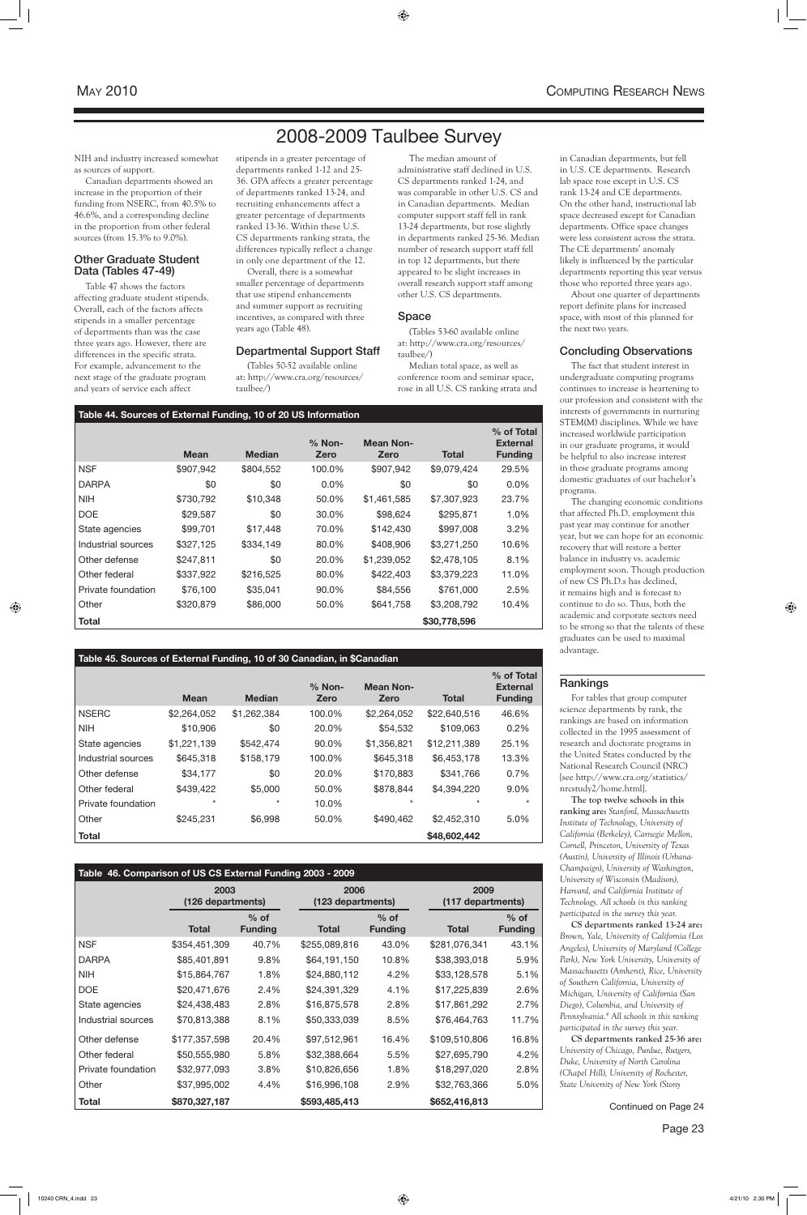# 2008-2009 Taulbee Survey

NIH and industry increased somewhat as sources of support.

Canadian departments showed an increase in the proportion of their funding from NSERC, from 40.5% to 46.6%, and a corresponding decline in the proportion from other federal sources (from 15.3% to 9.0%).

### Other Graduate Student Data (Tables 47-49)

Table 47 shows the factors affecting graduate student stipends. Overall, each of the factors affects stipends in a smaller percentage of departments than was the case three years ago. However, there are differences in the specific strata. For example, advancement to the next stage of the graduate program and years of service each affect stipends in a greater percentage of departments ranked 1-12 and 25-36. GPA affects a greater percentage of departments ranked 13-24, and recruiting enhancements affect a greater percentage of departments ranked 13-36. Within these U.S. CS departments ranking strata, the differences typically reflect a change in only one department of the 12.

Overall, there is a somewhat smaller percentage of departments that use stipend enhancements and summer support as recruiting incentives, as compared with three years ago (Table 48).

### Departmental Support Staff

(Tables 50-52 available online at: http://www.cra.org/resources/taulbee/)

The median amount of administrative staff declined in U.S. CS departments ranked 1-24, and was comparable in other U.S. CS and in Canadian departments. Median computer support staff fell in rank 13-24 departments, but rose slightly in departments ranked 25-36. Median number of research support staff fell in top 12 departments, but there appeared to be slight increases in overall research support staff among other U.S. CS departments.

### Space

(Tables 53-60 available online at: http://www.cra.org/resources/taulbee/)

Median total space, as well as conference room and seminar space, rose in all U.S. CS ranking strata and in Canadian departments, but fell in U.S. CE departments. Research lab space rose except in U.S. CS rank 13-24 and CE departments. On the other hand, instructional lab space decreased except for Canadian departments. Office space changes were less consistent across the strata. The CE departments' anomaly likely is influenced by the particular departments reporting this year versus those who reported three years ago.

About one quarter of departments report definite plans for increased space, with most of this planned for the next two years.

### Concluding Observations

The fact that student interest in undergraduate computing programs continues to increase is heartening to our profession and consistent with the interests of governments in nurturing STEM(M) disciplines. While we have increased worldwide participation in our graduate programs, it would be helpful to also increase interest in these graduate programs among domestic graduates of our bachelor's programs.

The changing economic conditions that affected Ph.D. employment this past year may continue for another year, but we can hope for an economic recovery that will restore a better balance in industry vs. academic employment soon. Though production of new CS Ph.D.s has declined, it remains high and is forecast to continue to do so. Thus, both the academic and corporate sectors need to be strong so that the talents of these graduates can be used to maximal advantage.

### Rankings

For tables that group computer science departments by rank, the rankings are based on information collected in the 1995 assessment of research and doctorate programs in the United States conducted by the National Research Council (NRC) [see http://www.cra.org/statistics/nrcstudy2/home.html].

**The top twelve schools in this ranking are:** *Stanford, Massachusetts Institute of Technology, University of California (Berkeley), Carnegie Mellon, Cornell, Princeton, University of Texas (Austin), University of Illinois (Urbana-Champaign), University of Washington, University of Wisconsin (Madison), Harvard, and California Institute of Technology. All schools in this ranking participated in the survey this year.*

**CS departments ranked 13-24 are:** *Brown, Yale, University of California (Los Angeles), University of Maryland (College Park), New York University, University of Massachusetts (Amherst), Rice, University of Southern California, University of Michigan, University of California (San Diego), Columbia, and University of Pennsylvania.[4] All schools in this ranking participated in the survey this year.*

**CS departments ranked 25-36 are:** *University of Chicago, Purdue, Rutgers, Duke, University of North Carolina (Chapel Hill), University of Rochester, State University of New York (Stony*

Continued on Page 24

**Table 44. Sources of External Funding, 10 of 20 US Information**

| | Mean | Median | % Non-Zero | Mean Non-Zero | Total | % of Total External Funding |
|---|---|---|---|---|---|---|
| NSF | $907,942 | $804,552 | 100.0% | $907,942 | $9,079,424 | 29.5% |
| DARPA | $0 | $0 | 0.0% | $0 | $0 | 0.0% |
| NIH | $730,792 | $10,348 | 50.0% | $1,461,585 | $7,307,923 | 23.7% |
| DOE | $29,587 | $0 | 30.0% | $98,624 | $295,871 | 1.0% |
| State agencies | $99,701 | $17,448 | 70.0% | $142,430 | $997,008 | 3.2% |
| Industrial sources | $327,125 | $334,149 | 80.0% | $408,906 | $3,271,250 | 10.6% |
| Other defense | $247,811 | $0 | 20.0% | $1,239,052 | $2,478,105 | 8.1% |
| Other federal | $337,922 | $216,525 | 80.0% | $422,403 | $3,379,223 | 11.0% |
| Private foundation | $76,100 | $35,041 | 90.0% | $84,556 | $761,000 | 2.5% |
| Other | $320,879 | $86,000 | 50.0% | $641,758 | $3,208,792 | 10.4% |
| Total | | | | | $30,778,596 | |

**Table 45. Sources of External Funding, 10 of 30 Canadian, in $Canadian**

| | Mean | Median | % Non-Zero | Mean Non-Zero | Total | % of Total External Funding |
|---|---|---|---|---|---|---|
| NSERC | $2,264,052 | $1,262,384 | 100.0% | $2,264,052 | $22,640,516 | 46.6% |
| NIH | $10,906 | $0 | 20.0% | $54,532 | $109,063 | 0.2% |
| State agencies | $1,221,139 | $542,474 | 90.0% | $1,356,821 | $12,211,389 | 25.1% |
| Industrial sources | $645,318 | $158,179 | 100.0% | $645,318 | $6,453,178 | 13.3% |
| Other defense | $34,177 | $0 | 20.0% | $170,883 | $341,766 | 0.7% |
| Other federal | $439,422 | $5,000 | 50.0% | $878,844 | $4,394,220 | 9.0% |
| Private foundation | * | * | 10.0% | * | * | * |
| Other | $245,231 | $6,998 | 50.0% | $490,462 | $2,452,310 | 5.0% |
| Total | | | | | $48,602,442 | |

**Table 46. Comparison of US CS External Funding 2003 - 2009**

| | 2003 (126 departments) | | 2006 (123 departments) | | 2009 (117 departments) | |
|---|---|---|---|---|---|---|
| | Total | % of Funding | Total | % of Funding | Total | % of Funding |
| NSF | $354,451,309 | 40.7% | $255,089,816 | 43.0% | $281,076,341 | 43.1% |
| DARPA | $85,401,891 | 9.8% | $64,191,150 | 10.8% | $38,393,018 | 5.9% |
| NIH | $15,864,767 | 1.8% | $24,880,112 | 4.2% | $33,128,578 | 5.1% |
| DOE | $20,471,676 | 2.4% | $24,391,329 | 4.1% | $17,225,839 | 2.6% |
| State agencies | $24,438,483 | 2.8% | $16,875,578 | 2.8% | $17,861,292 | 2.7% |
| Industrial sources | $70,813,388 | 8.1% | $50,333,039 | 8.5% | $76,464,763 | 11.7% |
| Other defense | $177,357,598 | 20.4% | $97,512,961 | 16.4% | $109,510,806 | 16.8% |
| Other federal | $50,555,980 | 5.8% | $32,388,664 | 5.5% | $27,695,790 | 4.2% |
| Private foundation | $32,977,093 | 3.8% | $10,826,656 | 1.8% | $18,297,020 | 2.8% |
| Other | $37,995,002 | 4.4% | $16,996,108 | 2.9% | $32,763,366 | 5.0% |
| Total | $870,327,187 | | $593,485,413 | | $652,416,813 | |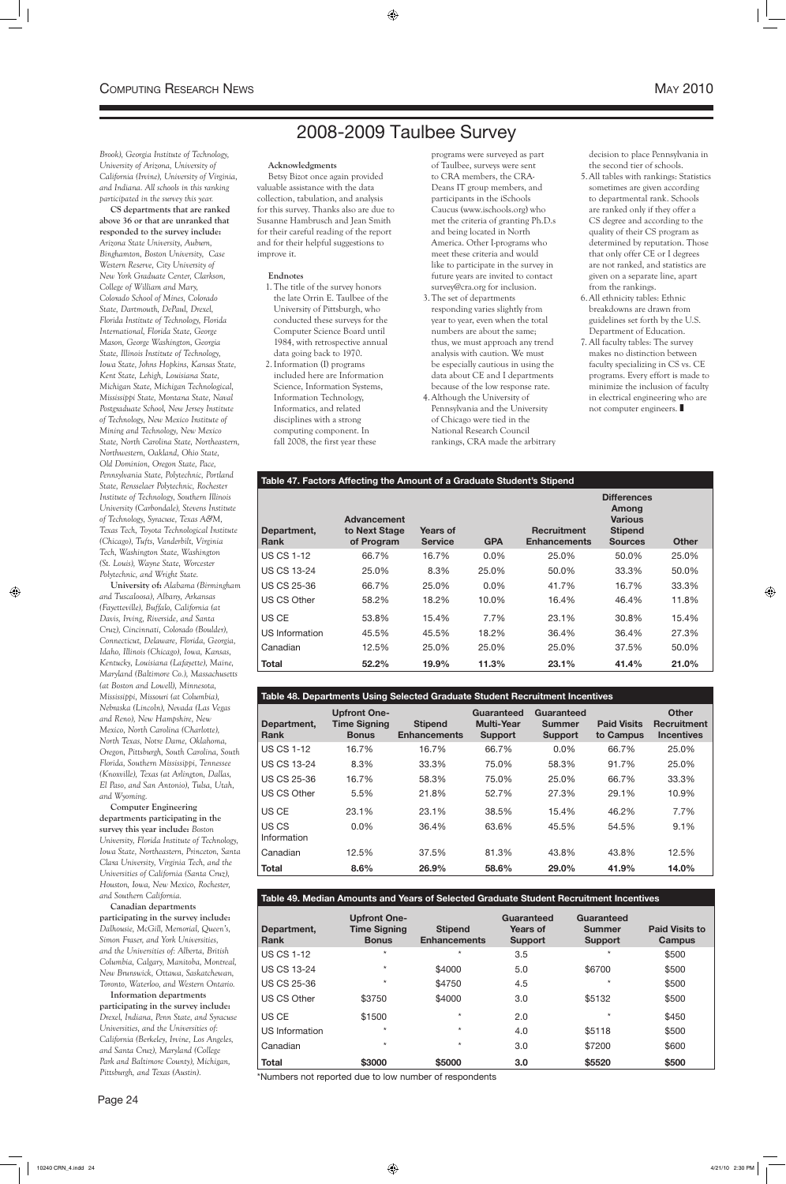# 2008-2009 Taulbee Survey

*Brook), Georgia Institute of Technology, University of Arizona, University of California (Irvine), University of Virginia, and Indiana. All schools in this ranking participated in the survey this year.*

**CS departments that are ranked above 36 or that are unranked that responded to the survey include:** *Arizona State University, Auburn, Binghamton, Boston University, Case Western Reserve, City University of New York Graduate Center, Clarkson, College of William and Mary, Colorado School of Mines, Colorado State, Dartmouth, DePaul, Drexel, Florida Institute of Technology, Florida International, Florida State, George Mason, George Washington, Georgia State, Illinois Institute of Technology, Iowa State, Johns Hopkins, Kansas State, Kent State, Lehigh, Louisiana State, Michigan State, Michigan Technological, Mississippi State, Montana State, Naval Postgraduate School, New Jersey Institute of Technology, New Mexico Institute of Mining and Technology, New Mexico State, North Carolina State, Northeastern, Northwestern, Oakland, Ohio State, Old Dominion, Oregon State, Pace, Pennsylvania State, Polytechnic, Portland State, Rensselaer Polytechnic, Rochester Institute of Technology, Southern Illinois University (Carbondale), Stevens Institute of Technology, Syracuse, Texas A&M, Texas Tech, Toyota Technological Institute (Chicago), Tufts, Vanderbilt, Virginia Tech, Washington State, Washington (St. Louis), Wayne State, Worcester Polytechnic, and Wright State.*

**University of:** *Alabama (Birmingham and Tuscaloosa), Albany, Arkansas (Fayetteville), Buffalo, California (at Davis, Irving, Riverside, and Santa Cruz), Cincinnati, Colorado (Boulder), Connecticut, Delaware, Florida, Georgia, Idaho, Illinois (Chicago), Iowa, Kansas, Kentucky, Louisiana (Lafayette), Maine, Maryland (Baltimore Co.), Massachusetts (at Boston and Lowell), Minnesota, Mississippi, Missouri (at Columbia), Nebraska (Lincoln), Nevada (Las Vegas and Reno), New Hampshire, New Mexico, North Carolina (Charlotte), North Texas, Notre Dame, Oklahoma, Oregon, Pittsburgh, South Carolina, South Florida, Southern Mississippi, Tennessee (Knoxville), Texas (at Arlington, Dallas, El Paso, and San Antonio), Tulsa, Utah, and Wyoming.*

**Computer Engineering departments participating in the survey this year include:** *Boston University, Florida Institute of Technology, Iowa State, Northeastern, Princeton, Santa Clara University, Virginia Tech, and the Universities of California (Santa Cruz), Houston, Iowa, New Mexico, Rochester, and Southern California.*

**Canadian departments participating in the survey include:** *Dalhousie, McGill, Memorial, Queen's, Simon Fraser, and York Universities, and the Universities of: Alberta, British Columbia, Calgary, Manitoba, Montreal, New Brunswick, Ottawa, Saskatchewan, Toronto, Waterloo, and Western Ontario.*

**Information departments participating in the survey include:** *Drexel, Indiana, Penn State, and Syracuse Universities, and the Universities of: California (Berkeley, Irvine, Los Angeles, and Santa Cruz), Maryland (College Park and Baltimore County), Michigan, Pittsburgh, and Texas (Austin).*

**Acknowledgments**

Betsy Bizot once again provided valuable assistance with the data collection, tabulation, and analysis for this survey. Thanks also are due to Susanne Hambrusch and Jean Smith for their careful reading of the report and for their helpful suggestions to improve it.

**Endnotes**

1. The title of the survey honors the late Orrin E. Taulbee of the University of Pittsburgh, who conducted these surveys for the Computer Science Board until 1984, with retrospective annual data going back to 1970.
2. Information (I) programs included here are Information Science, Information Systems, Information Technology, Informatics, and related disciplines with a strong computing component. In fall 2008, the first year these programs were surveyed as part of Taulbee, surveys were sent to CRA members, the CRA-Deans IT group members, and participants in the iSchools Caucus (www.ischools.org) who met the criteria of granting Ph.D.s and being located in North America. Other I-programs who meet these criteria and would like to participate in the survey in future years are invited to contact survey@cra.org for inclusion.
3. The set of departments responding varies slightly from year to year, even when the total numbers are about the same; thus, we must approach any trend analysis with caution. We must be especially cautious in using the data about CE and I departments because of the low response rate.
4. Although the University of Pennsylvania and the University of Chicago were tied in the National Research Council rankings, CRA made the arbitrary decision to place Pennsylvania in the second tier of schools.
5. All tables with rankings: Statistics sometimes are given according to departmental rank. Schools are ranked only if they offer a CS degree and according to the quality of their CS program as determined by reputation. Those that only offer CE or I degrees are not ranked, and statistics are given on a separate line, apart from the rankings.
6. All ethnicity tables: Ethnic breakdowns are drawn from guidelines set forth by the U.S. Department of Education.
7. All faculty tables: The survey makes no distinction between faculty specializing in CS vs. CE programs. Every effort is made to minimize the inclusion of faculty in electrical engineering who are not computer engineers.

**Table 47. Factors Affecting the Amount of a Graduate Student's Stipend**

| Department, Rank | Advancement to Next Stage of Program | Years of Service | GPA | Recruitment Enhancements | Differences Among Various Stipend Sources | Other |
|---|---|---|---|---|---|---|
| US CS 1-12 | 66.7% | 16.7% | 0.0% | 25.0% | 50.0% | 25.0% |
| US CS 13-24 | 25.0% | 8.3% | 25.0% | 50.0% | 33.3% | 50.0% |
| US CS 25-36 | 66.7% | 25.0% | 0.0% | 41.7% | 16.7% | 33.3% |
| US CS Other | 58.2% | 18.2% | 10.0% | 16.4% | 46.4% | 11.8% |
| US CE | 53.8% | 15.4% | 7.7% | 23.1% | 30.8% | 15.4% |
| US Information | 45.5% | 45.5% | 18.2% | 36.4% | 36.4% | 27.3% |
| Canadian | 12.5% | 25.0% | 25.0% | 25.0% | 37.5% | 50.0% |
| **Total** | **52.2%** | **19.9%** | **11.3%** | **23.1%** | **41.4%** | **21.0%** |

**Table 48. Departments Using Selected Graduate Student Recruitment Incentives**

| Department, Rank | Upfront One-Time Signing Bonus | Stipend Enhancements | Guaranteed Multi-Year Support | Guaranteed Summer Support | Paid Visits to Campus | Other Recruitment Incentives |
|---|---|---|---|---|---|---|
| US CS 1-12 | 16.7% | 16.7% | 66.7% | 0.0% | 66.7% | 25.0% |
| US CS 13-24 | 8.3% | 33.3% | 75.0% | 58.3% | 91.7% | 25.0% |
| US CS 25-36 | 16.7% | 58.3% | 75.0% | 25.0% | 66.7% | 33.3% |
| US CS Other | 5.5% | 21.8% | 52.7% | 27.3% | 29.1% | 10.9% |
| US CE | 23.1% | 23.1% | 38.5% | 15.4% | 46.2% | 7.7% |
| US CS Information | 0.0% | 36.4% | 63.6% | 45.5% | 54.5% | 9.1% |
| Canadian | 12.5% | 37.5% | 81.3% | 43.8% | 43.8% | 12.5% |
| **Total** | **8.6%** | **26.9%** | **58.6%** | **29.0%** | **41.9%** | **14.0%** |

**Table 49. Median Amounts and Years of Selected Graduate Student Recruitment Incentives**

| Department, Rank | Upfront One-Time Signing Bonus | Stipend Enhancements | Guaranteed Years of Support | Guaranteed Summer Support | Paid Visits to Campus |
|---|---|---|---|---|---|
| US CS 1-12 | * | * | 3.5 | * | $500 |
| US CS 13-24 | * | $4000 | 5.0 | $6700 | $500 |
| US CS 25-36 | * | $4750 | 4.5 | * | $500 |
| US CS Other | $3750 | $4000 | 3.0 | $5132 | $500 |
| US CE | $1500 | * | 2.0 | * | $450 |
| US Information | * | * | 4.0 | $5118 | $500 |
| Canadian | * | * | 3.0 | $7200 | $600 |
| **Total** | **$3000** | **$5000** | **3.0** | **$5520** | **$500** |

*Numbers not reported due to low number of respondents